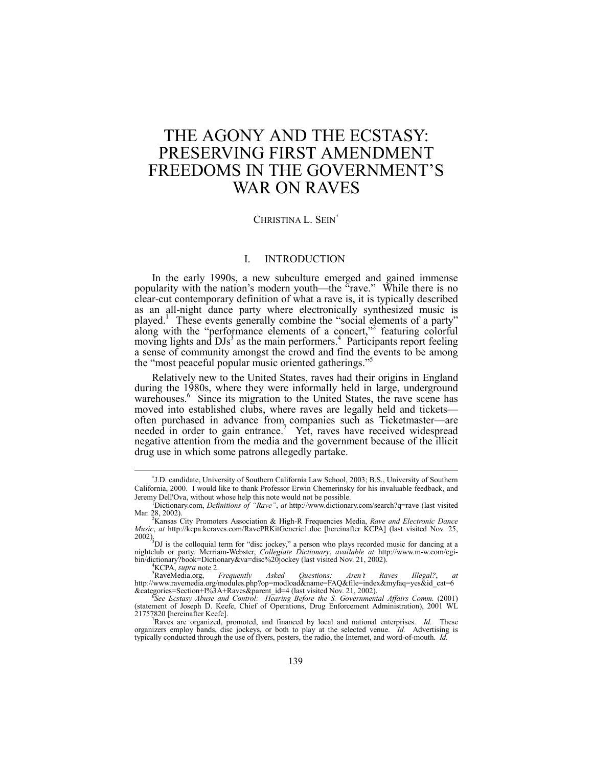# THE AGONY AND THE ECSTASY: PRESERVING FIRST AMENDMENT FREEDOMS IN THE GOVERNMENT'S WAR ON RAVES

CHRISTINA L. SEIN[*]

## I. INTRODUCTION

In the early 1990s, a new subculture emerged and gained immense popularity with the nation's modern youth—the "rave." While there is no clear-cut contemporary definition of what a rave is, it is typically described as an all-night dance party where electronically synthesized music is played.[1] These events generally combine the "social elements of a party" along with the "performance elements of a concert,"[2] featuring colorful moving lights and DJs[3] as the main performers.[4] Participants report feeling a sense of community amongst the crowd and find the events to be among the "most peaceful popular music oriented gatherings."[5]

Relatively new to the United States, raves had their origins in England during the 1980s, where they were informally held in large, underground warehouses.[6] Since its migration to the United States, the rave scene has moved into established clubs, where raves are legally held and tickets—often purchased in advance from companies such as Ticketmaster—are needed in order to gain entrance.[7] Yet, raves have received widespread negative attention from the media and the government because of the illicit drug use in which some patrons allegedly partake.

---

[*] J.D. candidate, University of Southern California Law School, 2003; B.S., University of Southern California, 2000. I would like to thank Professor Erwin Chemerinsky for his invaluable feedback, and Jeremy Dell'Ova, without whose help this note would not be possible.

[1] Dictionary.com, *Definitions of "Rave"*, *at* http://www.dictionary.com/search?q=rave (last visited Mar. 28, 2002).

[2] Kansas City Promoters Association & High-R Frequencies Media, *Rave and Electronic Dance Music*, *at* http://kcpa.kcraves.com/RavePRKitGeneric1.doc [hereinafter KCPA] (last visited Nov. 25, 2002).

[3] DJ is the colloquial term for "disc jockey," a person who plays recorded music for dancing at a nightclub or party. Merriam-Webster, *Collegiate Dictionary*, *available at* http://www.m-w.com/cgi-bin/dictionary?book=Dictionary&va=disc%20jockey (last visited Nov. 21, 2002).

[4] KCPA, *supra* note 2.

[5] RaveMedia.org, *Frequently Asked Questions: Aren't Raves Illegal?*, *at* http://www.ravemedia.org/modules.php?op=modload&name=FAQ&file=index&myfaq=yes&id_cat=6&categories=Section+I%3A+Raves&parent_id=4 (last visited Nov. 21, 2002).

[6] *See Ecstasy Abuse and Control: Hearing Before the S. Governmental Affairs Comm.* (2001) (statement of Joseph D. Keefe, Chief of Operations, Drug Enforcement Administration), 2001 WL 21757820 [hereinafter Keefe].

[7] Raves are organized, promoted, and financed by local and national enterprises. *Id.* These organizers employ bands, disc jockeys, or both to play at the selected venue. *Id.* Advertising is typically conducted through the use of flyers, posters, the radio, the Internet, and word-of-mouth. *Id.*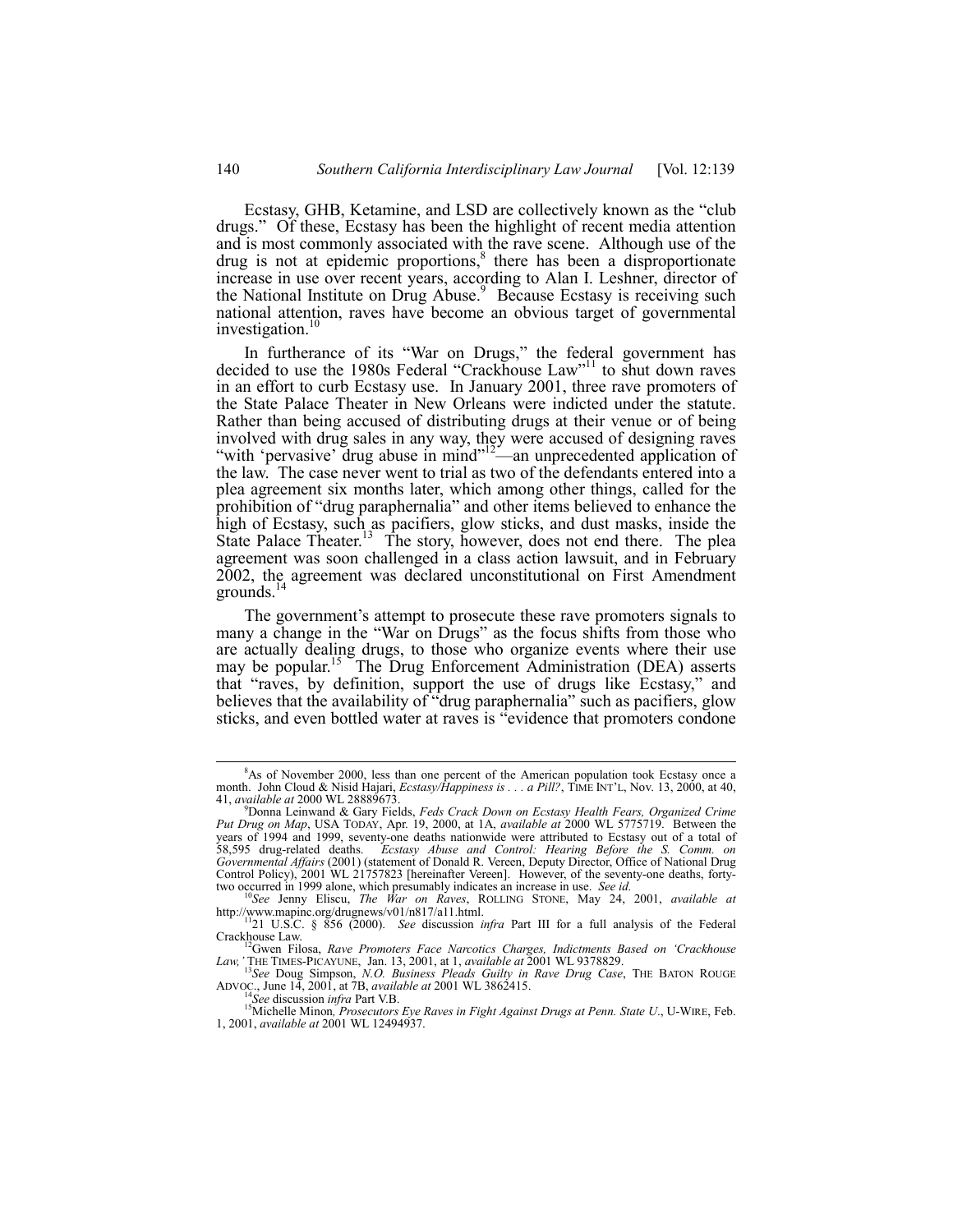Ecstasy, GHB, Ketamine, and LSD are collectively known as the "club drugs." Of these, Ecstasy has been the highlight of recent media attention and is most commonly associated with the rave scene. Although use of the drug is not at epidemic proportions,[8] there has been a disproportionate increase in use over recent years, according to Alan I. Leshner, director of the National Institute on Drug Abuse.[9] Because Ecstasy is receiving such national attention, raves have become an obvious target of governmental investigation.[10]

In furtherance of its "War on Drugs," the federal government has decided to use the 1980s Federal "Crackhouse Law"[11] to shut down raves in an effort to curb Ecstasy use. In January 2001, three rave promoters of the State Palace Theater in New Orleans were indicted under the statute. Rather than being accused of distributing drugs at their venue or of being involved with drug sales in any way, they were accused of designing raves "with 'pervasive' drug abuse in mind"[12]—an unprecedented application of the law. The case never went to trial as two of the defendants entered into a plea agreement six months later, which among other things, called for the prohibition of "drug paraphernalia" and other items believed to enhance the high of Ecstasy, such as pacifiers, glow sticks, and dust masks, inside the State Palace Theater.[13] The story, however, does not end there. The plea agreement was soon challenged in a class action lawsuit, and in February 2002, the agreement was declared unconstitutional on First Amendment grounds.[14]

The government's attempt to prosecute these rave promoters signals to many a change in the "War on Drugs" as the focus shifts from those who are actually dealing drugs, to those who organize events where their use may be popular.[15] The Drug Enforcement Administration (DEA) asserts that "raves, by definition, support the use of drugs like Ecstasy," and believes that the availability of "drug paraphernalia" such as pacifiers, glow sticks, and even bottled water at raves is "evidence that promoters condone

---

[8] As of November 2000, less than one percent of the American population took Ecstasy once a month. John Cloud & Nisid Hajari, *Ecstasy/Happiness is . . . a Pill?*, TIME INT'L, Nov. 13, 2000, at 40, 41, *available at* 2000 WL 28889673.

[9] Donna Leinwand & Gary Fields, *Feds Crack Down on Ecstasy Health Fears, Organized Crime Put Drug on Map*, USA TODAY, Apr. 19, 2000, at 1A, *available at* 2000 WL 5775719. Between the years of 1994 and 1999, seventy-one deaths nationwide were attributed to Ecstasy out of a total of 58,595 drug-related deaths. *Ecstasy Abuse and Control: Hearing Before the S. Comm. on Governmental Affairs* (2001) (statement of Donald R. Vereen, Deputy Director, Office of National Drug Control Policy), 2001 WL 21757823 [hereinafter Vereen]. However, of the seventy-one deaths, forty-two occurred in 1999 alone, which presumably indicates an increase in use. *See id.*

[10] *See* Jenny Eliscu, *The War on Raves*, ROLLING STONE, May 24, 2001, *available at* http://www.mapinc.org/drugnews/v01/n817/a11.html.

[11] 21 U.S.C. § 856 (2000). *See* discussion *infra* Part III for a full analysis of the Federal Crackhouse Law.

[12] Gwen Filosa, *Rave Promoters Face Narcotics Charges, Indictments Based on 'Crackhouse Law,'* THE TIMES-PICAYUNE, Jan. 13, 2001, at 1, *available at* 2001 WL 9378829.

[13] *See* Doug Simpson, *N.O. Business Pleads Guilty in Rave Drug Case*, THE BATON ROUGE ADVOC., June 14, 2001, at 7B, *available at* 2001 WL 3862415.

[14] *See* discussion *infra* Part V.B.

[15] Michelle Minon, *Prosecutors Eye Raves in Fight Against Drugs at Penn. State U.*, U-WIRE, Feb. 1, 2001, *available at* 2001 WL 12494937.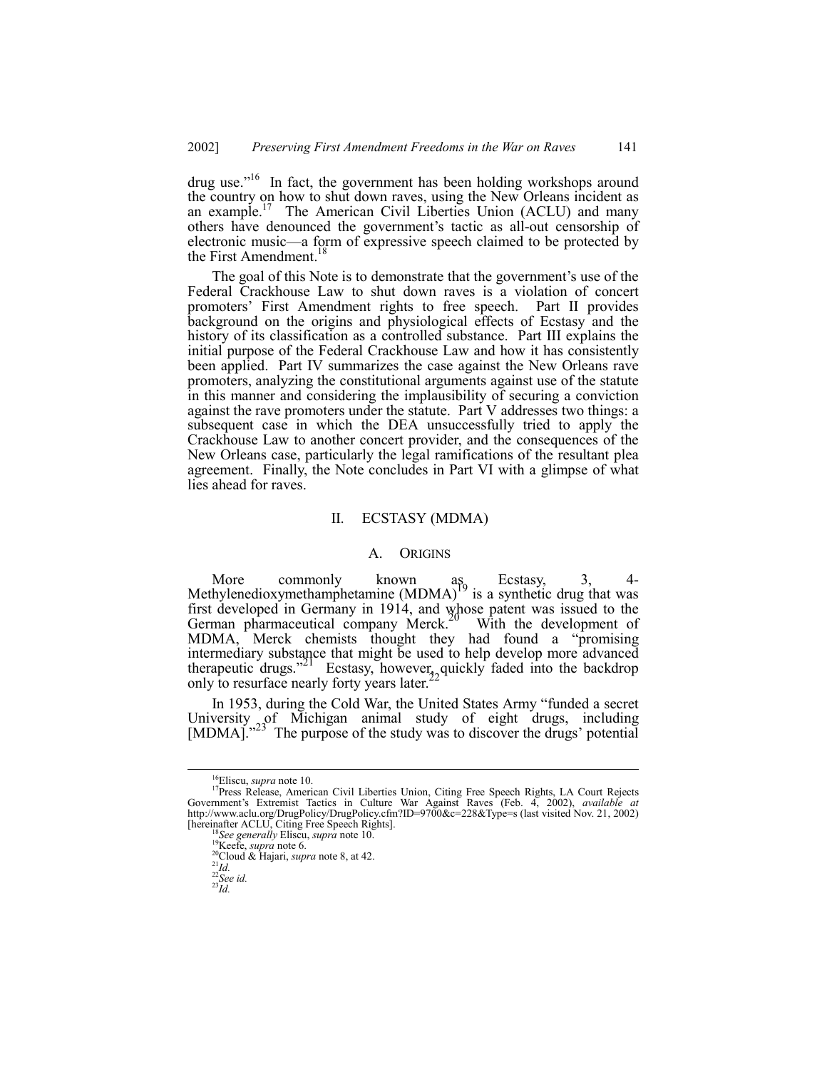drug use."[16] In fact, the government has been holding workshops around the country on how to shut down raves, using the New Orleans incident as an example.[17] The American Civil Liberties Union (ACLU) and many others have denounced the government's tactic as all-out censorship of electronic music—a form of expressive speech claimed to be protected by the First Amendment.[18]

The goal of this Note is to demonstrate that the government's use of the Federal Crackhouse Law to shut down raves is a violation of concert promoters' First Amendment rights to free speech. Part II provides background on the origins and physiological effects of Ecstasy and the history of its classification as a controlled substance. Part III explains the initial purpose of the Federal Crackhouse Law and how it has consistently been applied. Part IV summarizes the case against the New Orleans rave promoters, analyzing the constitutional arguments against use of the statute in this manner and considering the implausibility of securing a conviction against the rave promoters under the statute. Part V addresses two things: a subsequent case in which the DEA unsuccessfully tried to apply the Crackhouse Law to another concert provider, and the consequences of the New Orleans case, particularly the legal ramifications of the resultant plea agreement. Finally, the Note concludes in Part VI with a glimpse of what lies ahead for raves.

## II. ECSTASY (MDMA)

### A. ORIGINS

More commonly known as Ecstasy, 3, 4-Methylenedioxymethamphetamine (MDMA)[19] is a synthetic drug that was first developed in Germany in 1914, and whose patent was issued to the German pharmaceutical company Merck.[20] With the development of MDMA, Merck chemists thought they had found a "promising intermediary substance that might be used to help develop more advanced therapeutic drugs."[21] Ecstasy, however, quickly faded into the backdrop only to resurface nearly forty years later.[22]

In 1953, during the Cold War, the United States Army "funded a secret University of Michigan animal study of eight drugs, including [MDMA]."[23] The purpose of the study was to discover the drugs' potential

---

[16] Eliscu, *supra* note 10.

[17] Press Release, American Civil Liberties Union, Citing Free Speech Rights, LA Court Rejects Government's Extremist Tactics in Culture War Against Raves (Feb. 4, 2002), *available at* http://www.aclu.org/DrugPolicy/DrugPolicy.cfm?ID=9700&c=228&Type=s (last visited Nov. 21, 2002) [hereinafter ACLU, Citing Free Speech Rights].

[18] *See generally* Eliscu, *supra* note 10.

[19] Keefe, *supra* note 6.

[20] Cloud & Hajari, *supra* note 8, at 42.

[21] *Id.*

[22] *See id.*

[23] *Id.*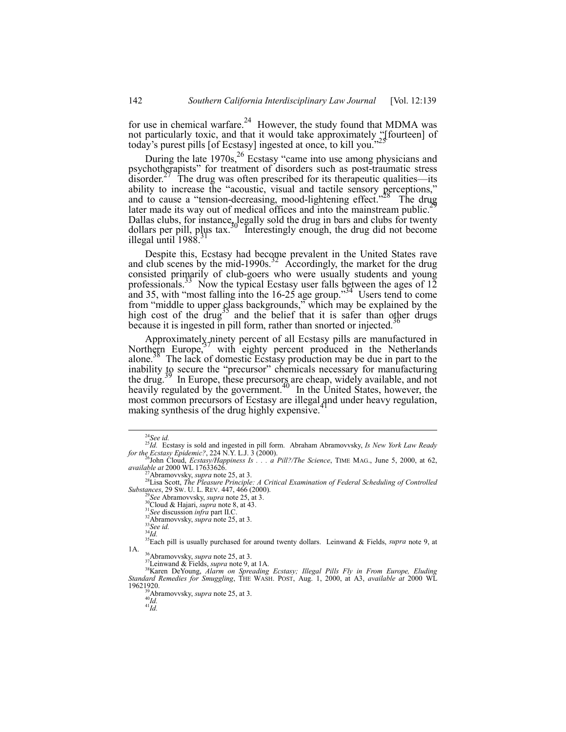for use in chemical warfare.[24] However, the study found that MDMA was not particularly toxic, and that it would take approximately "[fourteen] of today's purest pills [of Ecstasy] ingested at once, to kill you."[25]

During the late 1970s,[26] Ecstasy "came into use among physicians and psychotherapists" for treatment of disorders such as post-traumatic stress disorder.[27] The drug was often prescribed for its therapeutic qualities—its ability to increase the "acoustic, visual and tactile sensory perceptions," and to cause a "tension-decreasing, mood-lightening effect."[28] The drug later made its way out of medical offices and into the mainstream public.[29] Dallas clubs, for instance, legally sold the drug in bars and clubs for twenty dollars per pill, plus tax.[30] Interestingly enough, the drug did not become illegal until 1988.[31]

Despite this, Ecstasy had become prevalent in the United States rave and club scenes by the mid-1990s.[32] Accordingly, the market for the drug consisted primarily of club-goers who were usually students and young professionals.[33] Now the typical Ecstasy user falls between the ages of 12 and 35, with "most falling into the 16-25 age group."[34] Users tend to come from "middle to upper class backgrounds," which may be explained by the high cost of the drug[35] and the belief that it is safer than other drugs because it is ingested in pill form, rather than snorted or injected.[36]

Approximately ninety percent of all Ecstasy pills are manufactured in Northern Europe,[37] with eighty percent produced in the Netherlands alone.[38] The lack of domestic Ecstasy production may be due in part to the inability to secure the "precursor" chemicals necessary for manufacturing the drug.[39] In Europe, these precursors are cheap, widely available, and not heavily regulated by the government.[40] In the United States, however, the most common precursors of Ecstasy are illegal and under heavy regulation, making synthesis of the drug highly expensive.[41]

---

[24] *See id.*

[25] *Id.* Ecstasy is sold and ingested in pill form. Abraham Abramovvsky, *Is New York Law Ready for the Ecstasy Epidemic?*, 224 N.Y. L.J. 3 (2000).

[26] John Cloud, *Ecstasy/Happiness Is . . . a Pill?/The Science*, TIME MAG., June 5, 2000, at 62, *available at* 2000 WL 17633626.

[27] Abramovvsky, *supra* note 25, at 3.

[28] Lisa Scott, *The Pleasure Principle: A Critical Examination of Federal Scheduling of Controlled Substances*, 29 SW. U. L. REV. 447, 466 (2000).

[29] *See* Abramovvsky, *supra* note 25, at 3.

[30] Cloud & Hajari, *supra* note 8, at 43.

[31] *See* discussion *infra* part II.C.

[32] Abramovvsky, *supra* note 25, at 3.

[33] *See id.*

[34] *Id.*

[35] Each pill is usually purchased for around twenty dollars. Leinwand & Fields, *supra* note 9, at 1A.

[36] Abramovvsky, *supra* note 25, at 3.

[37] Leinwand & Fields, *supra* note 9, at 1A.

[38] Karen DeYoung, *Alarm on Spreading Ecstasy; Illegal Pills Fly in From Europe, Eluding Standard Remedies for Smuggling*, THE WASH. POST, Aug. 1, 2000, at A3, *available at* 2000 WL 19621920.

[39] Abramovvsky, *supra* note 25, at 3.

[40] *Id.*

[41] *Id.*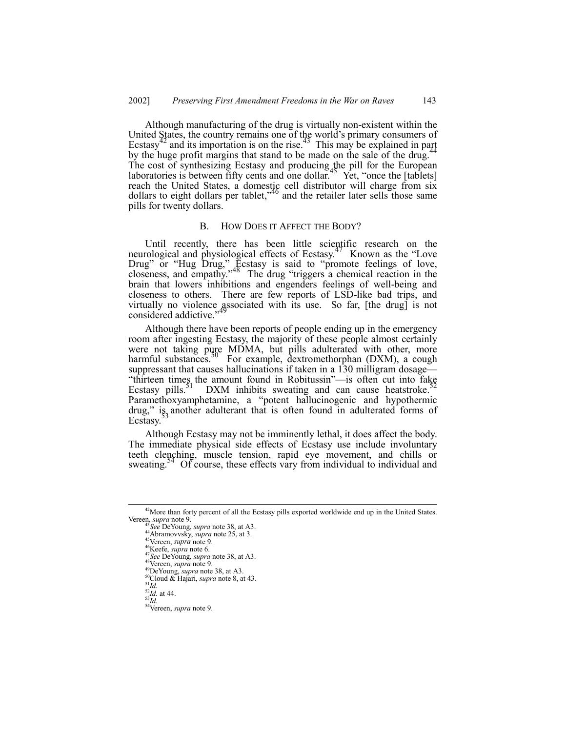Although manufacturing of the drug is virtually non-existent within the United States, the country remains one of the world's primary consumers of Ecstasy[42] and its importation is on the rise.[43] This may be explained in part by the huge profit margins that stand to be made on the sale of the drug.[44] The cost of synthesizing Ecstasy and producing the pill for the European laboratories is between fifty cents and one dollar.[45] Yet, "once the [tablets] reach the United States, a domestic cell distributor will charge from six dollars to eight dollars per tablet,"[46] and the retailer later sells those same pills for twenty dollars.

### B. How Does it Affect the Body?

Until recently, there has been little scientific research on the neurological and physiological effects of Ecstasy.[47] Known as the "Love Drug" or "Hug Drug," Ecstasy is said to "promote feelings of love, closeness, and empathy."[48] The drug "triggers a chemical reaction in the brain that lowers inhibitions and engenders feelings of well-being and closeness to others. There are few reports of LSD-like bad trips, and virtually no violence associated with its use. So far, [the drug] is not considered addictive."[49]

Although there have been reports of people ending up in the emergency room after ingesting Ecstasy, the majority of these people almost certainly were not taking pure MDMA, but pills adulterated with other, more harmful substances.[50] For example, dextromethorphan (DXM), a cough suppressant that causes hallucinations if taken in a 130 milligram dosage—"thirteen times the amount found in Robitussin"—is often cut into fake Ecstasy pills.[51] DXM inhibits sweating and can cause heatstroke.[52] Paramethoxyamphetamine, a "potent hallucinogenic and hypothermic drug," is another adulterant that is often found in adulterated forms of Ecstasy.[53]

Although Ecstasy may not be imminently lethal, it does affect the body. The immediate physical side effects of Ecstasy use include involuntary teeth clenching, muscle tension, rapid eye movement, and chills or sweating.[54] Of course, these effects vary from individual to individual and

---

[42] More than forty percent of all the Ecstasy pills exported worldwide end up in the United States. Vereen, *supra* note 9.

[43] *See* DeYoung, *supra* note 38, at A3.

[44] Abramovvsky, *supra* note 25, at 3.

[45] Vereen, *supra* note 9.

[46] Keefe, *supra* note 6.

[47] *See* DeYoung, *supra* note 38, at A3.

[48] Vereen, *supra* note 9.

[49] DeYoung, *supra* note 38, at A3.

[50] Cloud & Hajari, *supra* note 8, at 43.

[51] *Id.*

[52] *Id.* at 44.

[53] *Id.*

[54] Vereen, *supra* note 9.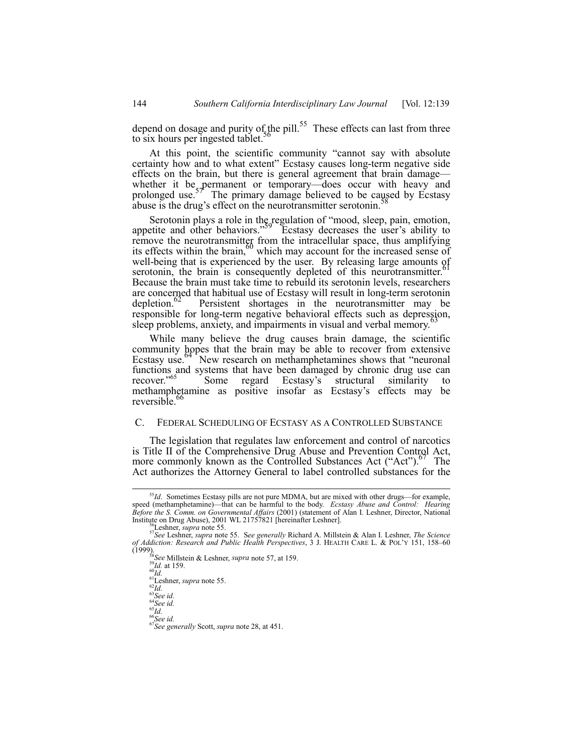depend on dosage and purity of the pill.[55] These effects can last from three to six hours per ingested tablet.[56]

At this point, the scientific community "cannot say with absolute certainty how and to what extent" Ecstasy causes long-term negative side effects on the brain, but there is general agreement that brain damage—whether it be permanent or temporary—does occur with heavy and prolonged use.[57] The primary damage believed to be caused by Ecstasy abuse is the drug's effect on the neurotransmitter serotonin.[58]

Serotonin plays a role in the regulation of "mood, sleep, pain, emotion, appetite and other behaviors."[59] Ecstasy decreases the user's ability to remove the neurotransmitter from the intracellular space, thus amplifying its effects within the brain,[60] which may account for the increased sense of well-being that is experienced by the user. By releasing large amounts of serotonin, the brain is consequently depleted of this neurotransmitter.[61] Because the brain must take time to rebuild its serotonin levels, researchers are concerned that habitual use of Ecstasy will result in long-term serotonin depletion.[62] Persistent shortages in the neurotransmitter may be responsible for long-term negative behavioral effects such as depression, sleep problems, anxiety, and impairments in visual and verbal memory.[63]

While many believe the drug causes brain damage, the scientific community hopes that the brain may be able to recover from extensive Ecstasy use.[64] New research on methamphetamines shows that "neuronal functions and systems that have been damaged by chronic drug use can recover."[65] Some regard Ecstasy's structural similarity to methamphetamine as positive insofar as Ecstasy's effects may be reversible.[66]

### C. FEDERAL SCHEDULING OF ECSTASY AS A CONTROLLED SUBSTANCE

The legislation that regulates law enforcement and control of narcotics is Title II of the Comprehensive Drug Abuse and Prevention Control Act, more commonly known as the Controlled Substances Act ("Act").[67] The Act authorizes the Attorney General to label controlled substances for the

---

[55] *Id*. Sometimes Ecstasy pills are not pure MDMA, but are mixed with other drugs—for example, speed (methamphetamine)—that can be harmful to the body. *Ecstasy Abuse and Control: Hearing Before the S. Comm. on Governmental Affairs* (2001) (statement of Alan I. Leshner, Director, National Institute on Drug Abuse), 2001 WL 21757821 [hereinafter Leshner].

[56] Leshner, *supra* note 55.

[57] *See* Leshner, *supra* note 55. S*ee generally* Richard A. Millstein & Alan I. Leshner, *The Science of Addiction: Research and Public Health Perspectives*, 3 J. HEALTH CARE L. & POL'Y 151, 158–60 (1999).

[58] *See* Millstein & Leshner, *supra* note 57, at 159.

[59] *Id.* at 159.

[60] *Id.*

[61] Leshner, *supra* note 55.

[62] *Id.*

[63] *See id.*

[64] *See id.*

[65] *Id.*

[66] *See id.*

[67] *See generally* Scott, *supra* note 28, at 451.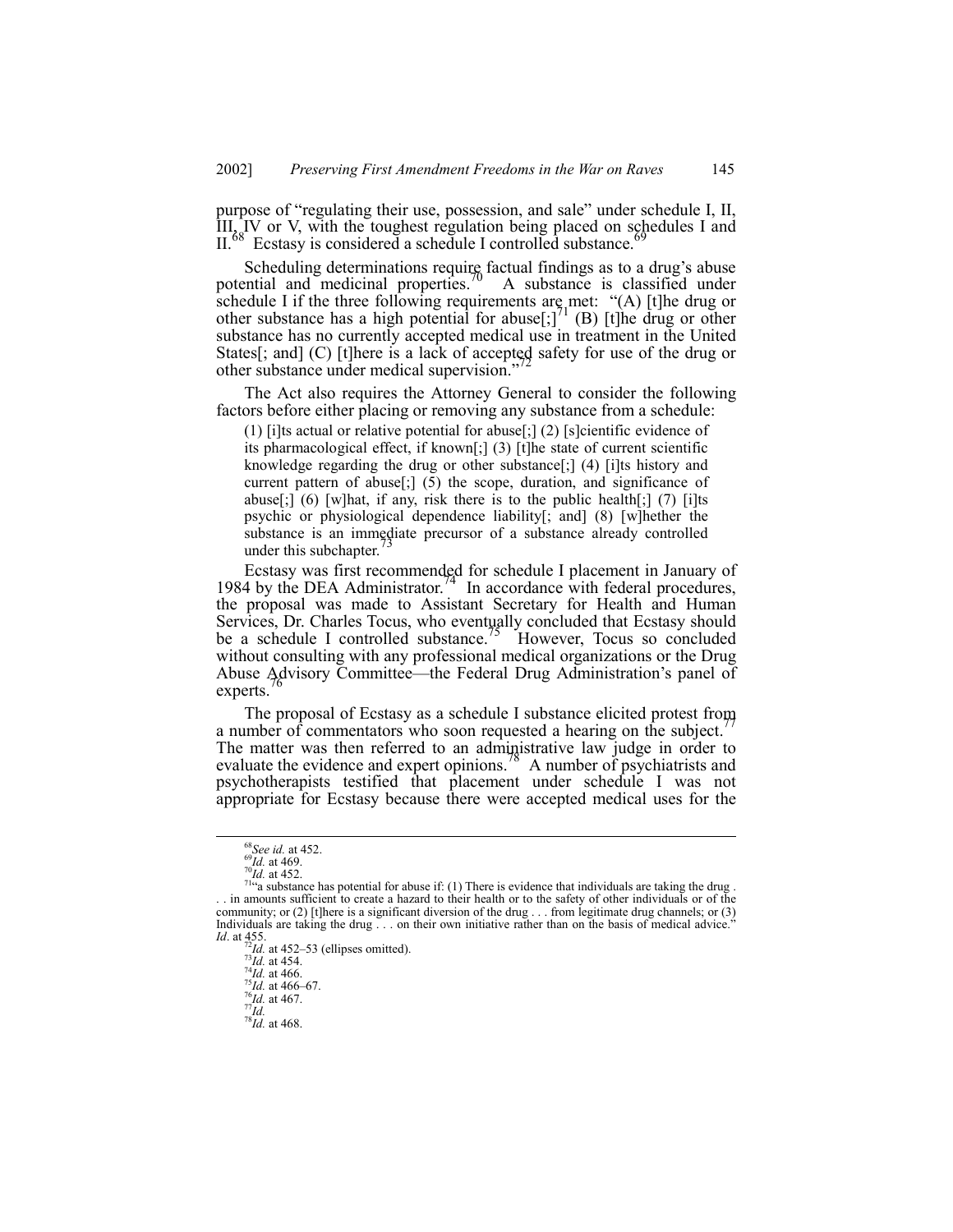purpose of "regulating their use, possession, and sale" under schedule I, II, III, IV or V, with the toughest regulation being placed on schedules I and II.[68] Ecstasy is considered a schedule I controlled substance.[69]

Scheduling determinations require factual findings as to a drug's abuse potential and medicinal properties.[70] A substance is classified under schedule I if the three following requirements are met: "(A) [t]he drug or other substance has a high potential for abuse[;][71] (B) [t]he drug or other substance has no currently accepted medical use in treatment in the United States[; and] (C) [t]here is a lack of accepted safety for use of the drug or other substance under medical supervision."[72]

The Act also requires the Attorney General to consider the following factors before either placing or removing any substance from a schedule:

> (1) [i]ts actual or relative potential for abuse[;] (2) [s]cientific evidence of its pharmacological effect, if known[;] (3) [t]he state of current scientific knowledge regarding the drug or other substance[;] (4) [i]ts history and current pattern of abuse[;] (5) the scope, duration, and significance of abuse[;] (6) [w]hat, if any, risk there is to the public health[;] (7) [i]ts psychic or physiological dependence liability[; and] (8) [w]hether the substance is an immediate precursor of a substance already controlled under this subchapter.[73]

Ecstasy was first recommended for schedule I placement in January of 1984 by the DEA Administrator.[74] In accordance with federal procedures, the proposal was made to Assistant Secretary for Health and Human Services, Dr. Charles Tocus, who eventually concluded that Ecstasy should be a schedule I controlled substance.[75] However, Tocus so concluded without consulting with any professional medical organizations or the Drug Abuse Advisory Committee—the Federal Drug Administration's panel of experts.[76]

The proposal of Ecstasy as a schedule I substance elicited protest from a number of commentators who soon requested a hearing on the subject.[77] The matter was then referred to an administrative law judge in order to evaluate the evidence and expert opinions.[78] A number of psychiatrists and psychotherapists testified that placement under schedule I was not appropriate for Ecstasy because there were accepted medical uses for the

---

[68] *See id.* at 452.

[69] *Id.* at 469.

[70] *Id.* at 452.

[71] "a substance has potential for abuse if: (1) There is evidence that individuals are taking the drug . . . in amounts sufficient to create a hazard to their health or to the safety of other individuals or of the community; or (2) [t]here is a significant diversion of the drug . . . from legitimate drug channels; or (3) Individuals are taking the drug . . . on their own initiative rather than on the basis of medical advice." *Id*. at 455.

[72] *Id.* at 452–53 (ellipses omitted).

[73] *Id.* at 454.

[74] *Id.* at 466.

[75] *Id.* at 466–67.

[76] *Id.* at 467.

[77] *Id.*

[78] *Id.* at 468.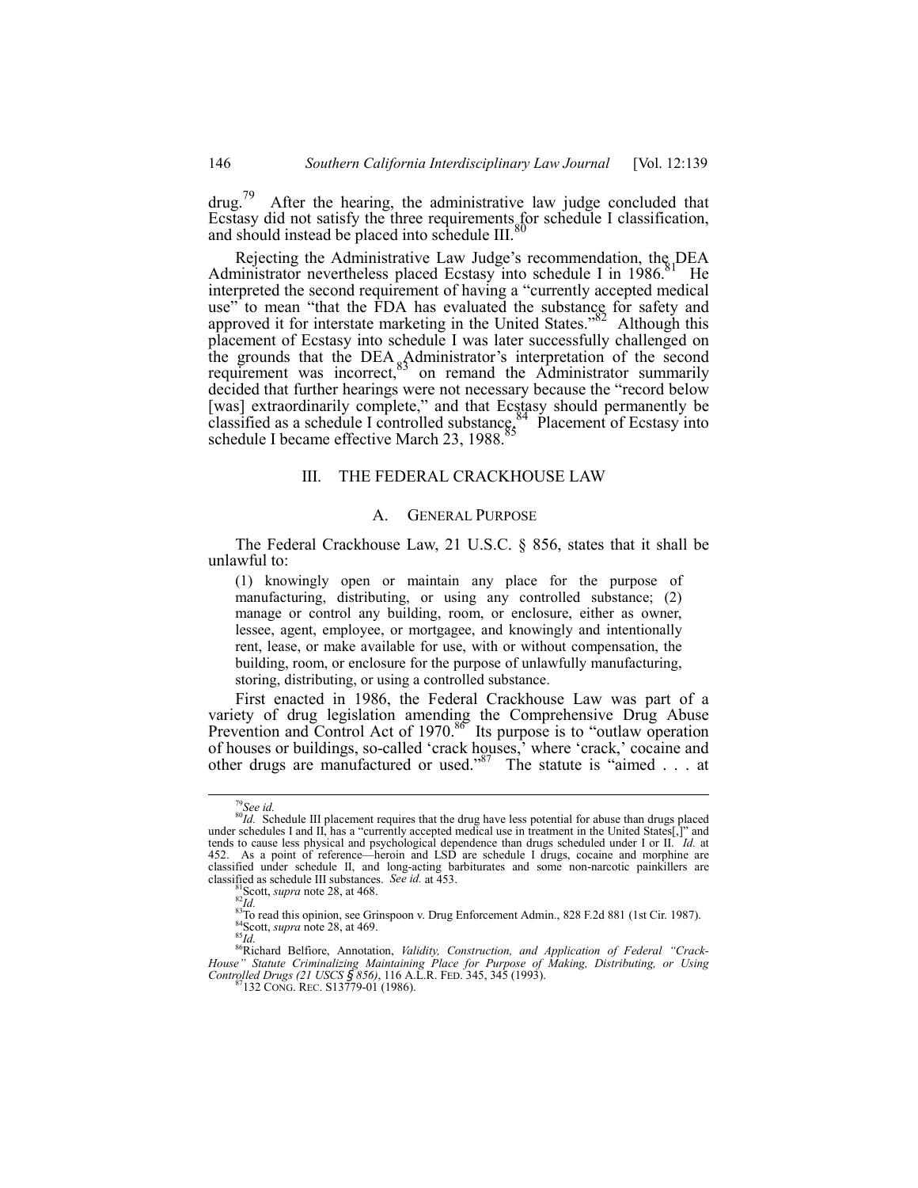drug.[79] After the hearing, the administrative law judge concluded that Ecstasy did not satisfy the three requirements for schedule I classification, and should instead be placed into schedule III.[80]

Rejecting the Administrative Law Judge's recommendation, the DEA Administrator nevertheless placed Ecstasy into schedule I in 1986.[81] He interpreted the second requirement of having a "currently accepted medical use" to mean "that the FDA has evaluated the substance for safety and approved it for interstate marketing in the United States."[82] Although this placement of Ecstasy into schedule I was later successfully challenged on the grounds that the DEA Administrator's interpretation of the second requirement was incorrect,[83] on remand the Administrator summarily decided that further hearings were not necessary because the "record below [was] extraordinarily complete," and that Ecstasy should permanently be classified as a schedule I controlled substance.[84] Placement of Ecstasy into schedule I became effective March 23, 1988.[85]

## III. THE FEDERAL CRACKHOUSE LAW

### A. GENERAL PURPOSE

The Federal Crackhouse Law, 21 U.S.C. § 856, states that it shall be unlawful to:

> (1) knowingly open or maintain any place for the purpose of manufacturing, distributing, or using any controlled substance; (2) manage or control any building, room, or enclosure, either as owner, lessee, agent, employee, or mortgagee, and knowingly and intentionally rent, lease, or make available for use, with or without compensation, the building, room, or enclosure for the purpose of unlawfully manufacturing, storing, distributing, or using a controlled substance.

First enacted in 1986, the Federal Crackhouse Law was part of a variety of drug legislation amending the Comprehensive Drug Abuse Prevention and Control Act of 1970.[86] Its purpose is to "outlaw operation of houses or buildings, so-called 'crack houses,' where 'crack,' cocaine and other drugs are manufactured or used."[87] The statute is "aimed . . . at

---

[79] *See id.*

[80] *Id.* Schedule III placement requires that the drug have less potential for abuse than drugs placed under schedules I and II, has a "currently accepted medical use in treatment in the United States[,]" and tends to cause less physical and psychological dependence than drugs scheduled under I or II. *Id.* at 452. As a point of reference—heroin and LSD are schedule I drugs, cocaine and morphine are classified under schedule II, and long-acting barbiturates and some non-narcotic painkillers are classified as schedule III substances. *See id.* at 453.

[81] Scott, *supra* note 28, at 468.

[82] *Id.*

[83] To read this opinion, see Grinspoon v. Drug Enforcement Admin., 828 F.2d 881 (1st Cir. 1987).

[84] Scott, *supra* note 28, at 469.

[85] *Id.*

[86] Richard Belfiore, Annotation, *Validity, Construction, and Application of Federal "Crack-House" Statute Criminalizing Maintaining Place for Purpose of Making, Distributing, or Using Controlled Drugs (21 USCS § 856)*, 116 A.L.R. FED. 345, 345 (1993).

[87] 132 CONG. REC. S13779-01 (1986).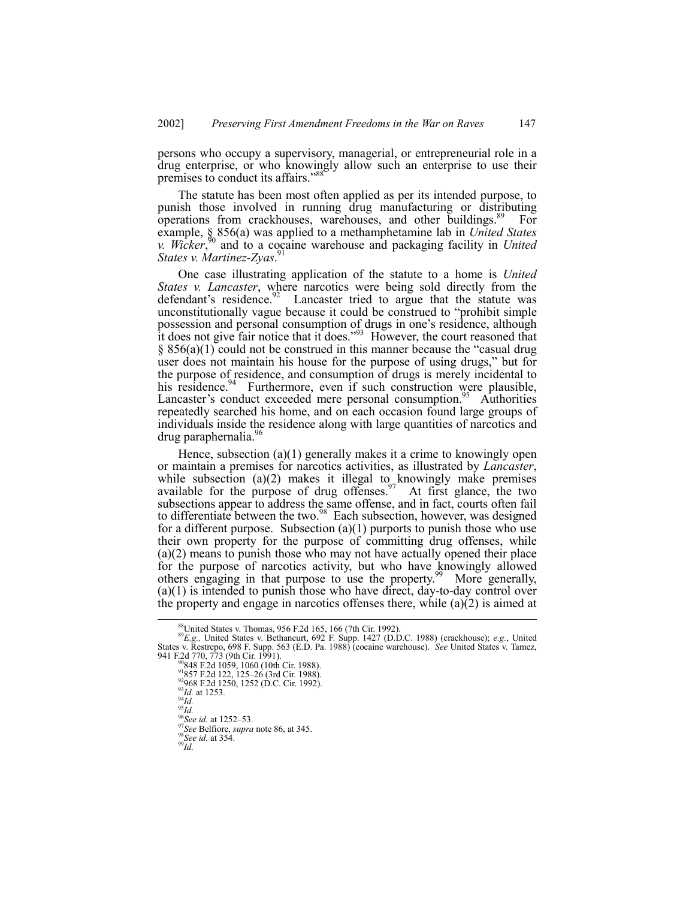persons who occupy a supervisory, managerial, or entrepreneurial role in a drug enterprise, or who knowingly allow such an enterprise to use their premises to conduct its affairs."[88]

The statute has been most often applied as per its intended purpose, to punish those involved in running drug manufacturing or distributing operations from crackhouses, warehouses, and other buildings.[89] For example, § 856(a) was applied to a methamphetamine lab in *United States v. Wicker*,[90] and to a cocaine warehouse and packaging facility in *United States v. Martinez-Zyas*.[91]

One case illustrating application of the statute to a home is *United States v. Lancaster*, where narcotics were being sold directly from the defendant's residence.[92] Lancaster tried to argue that the statute was unconstitutionally vague because it could be construed to "prohibit simple possession and personal consumption of drugs in one's residence, although it does not give fair notice that it does."[93] However, the court reasoned that § 856(a)(1) could not be construed in this manner because the "casual drug user does not maintain his house for the purpose of using drugs," but for the purpose of residence, and consumption of drugs is merely incidental to his residence.[94] Furthermore, even if such construction were plausible, Lancaster's conduct exceeded mere personal consumption.[95] Authorities repeatedly searched his home, and on each occasion found large groups of individuals inside the residence along with large quantities of narcotics and drug paraphernalia.[96]

Hence, subsection (a)(1) generally makes it a crime to knowingly open or maintain a premises for narcotics activities, as illustrated by *Lancaster*, while subsection (a)(2) makes it illegal to knowingly make premises available for the purpose of drug offenses.[97] At first glance, the two subsections appear to address the same offense, and in fact, courts often fail to differentiate between the two.[98] Each subsection, however, was designed for a different purpose. Subsection (a)(1) purports to punish those who use their own property for the purpose of committing drug offenses, while (a)(2) means to punish those who may not have actually opened their place for the purpose of narcotics activity, but who have knowingly allowed others engaging in that purpose to use the property.[99] More generally, (a)(1) is intended to punish those who have direct, day-to-day control over the property and engage in narcotics offenses there, while (a)(2) is aimed at

---

[88] United States v. Thomas, 956 F.2d 165, 166 (7th Cir. 1992).

[89] *E.g.,* United States v. Bethancurt, 692 F. Supp. 1427 (D.D.C. 1988) (crackhouse); *e.g.*, United States v. Restrepo, 698 F. Supp. 563 (E.D. Pa. 1988) (cocaine warehouse). *See* United States v. Tamez, 941 F.2d 770, 773 (9th Cir. 1991).

[90] 848 F.2d 1059, 1060 (10th Cir. 1988).

[91] 857 F.2d 122, 125–26 (3rd Cir. 1988).

[92] 968 F.2d 1250, 1252 (D.C. Cir. 1992).

[93] *Id.* at 1253.

[94] *Id.*

[95] *Id.*

[96] *See id.* at 1252–53.

[97] *See* Belfiore, *supra* note 86, at 345.

[98] *See id.* at 354.

[99] *Id.*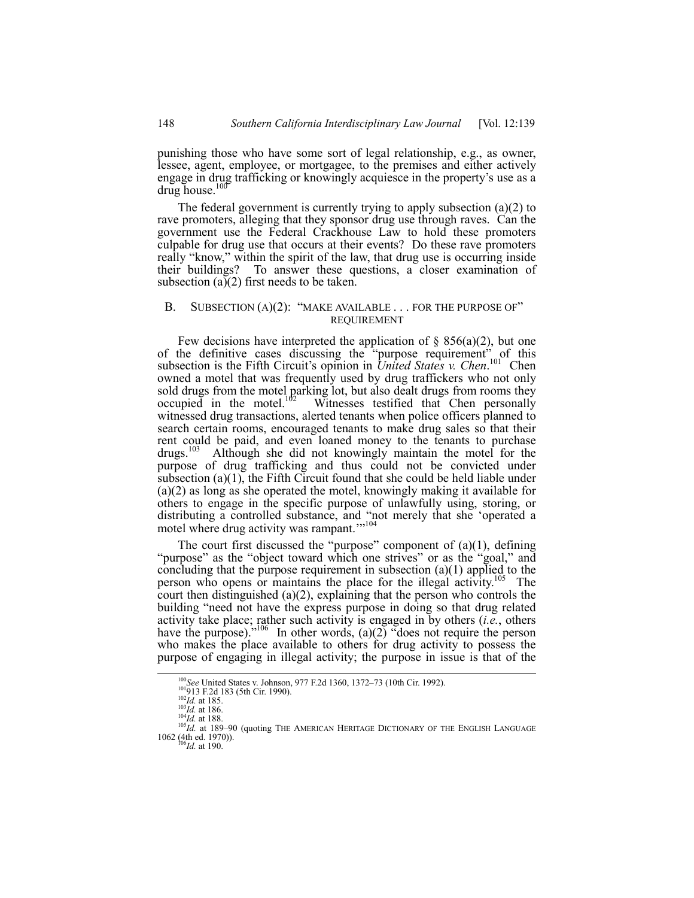punishing those who have some sort of legal relationship, e.g., as owner, lessee, agent, employee, or mortgagee, to the premises and either actively engage in drug trafficking or knowingly acquiesce in the property's use as a drug house.[100]

The federal government is currently trying to apply subsection (a)(2) to rave promoters, alleging that they sponsor drug use through raves. Can the government use the Federal Crackhouse Law to hold these promoters culpable for drug use that occurs at their events? Do these rave promoters really "know," within the spirit of the law, that drug use is occurring inside their buildings? To answer these questions, a closer examination of subsection (a)(2) first needs to be taken.

## B. SUBSECTION (A)(2): "MAKE AVAILABLE . . . FOR THE PURPOSE OF" REQUIREMENT

Few decisions have interpreted the application of § 856(a)(2), but one of the definitive cases discussing the "purpose requirement" of this subsection is the Fifth Circuit's opinion in *United States v. Chen*.[101] Chen owned a motel that was frequently used by drug traffickers who not only sold drugs from the motel parking lot, but also dealt drugs from rooms they occupied in the motel.[102] Witnesses testified that Chen personally witnessed drug transactions, alerted tenants when police officers planned to search certain rooms, encouraged tenants to make drug sales so that their rent could be paid, and even loaned money to the tenants to purchase drugs.[103] Although she did not knowingly maintain the motel for the purpose of drug trafficking and thus could not be convicted under subsection (a)(1), the Fifth Circuit found that she could be held liable under (a)(2) as long as she operated the motel, knowingly making it available for others to engage in the specific purpose of unlawfully using, storing, or distributing a controlled substance, and "not merely that she 'operated a motel where drug activity was rampant.'"[104]

The court first discussed the "purpose" component of (a)(1), defining "purpose" as the "object toward which one strives" or as the "goal," and concluding that the purpose requirement in subsection (a)(1) applied to the person who opens or maintains the place for the illegal activity.[105] The court then distinguished (a)(2), explaining that the person who controls the building "need not have the express purpose in doing so that drug related activity take place; rather such activity is engaged in by others (*i.e.*, others have the purpose)."[106] In other words, (a)(2) "does not require the person who makes the place available to others for drug activity to possess the purpose of engaging in illegal activity; the purpose in issue is that of the

---

[100] *See* United States v. Johnson, 977 F.2d 1360, 1372–73 (10th Cir. 1992).

[101] 913 F.2d 183 (5th Cir. 1990).

[102] *Id.* at 185.

[103] *Id.* at 186.

[104] *Id.* at 188.

[105] *Id.* at 189–90 (quoting THE AMERICAN HERITAGE DICTIONARY OF THE ENGLISH LANGUAGE 1062 (4th ed. 1970)).

[106] *Id.* at 190.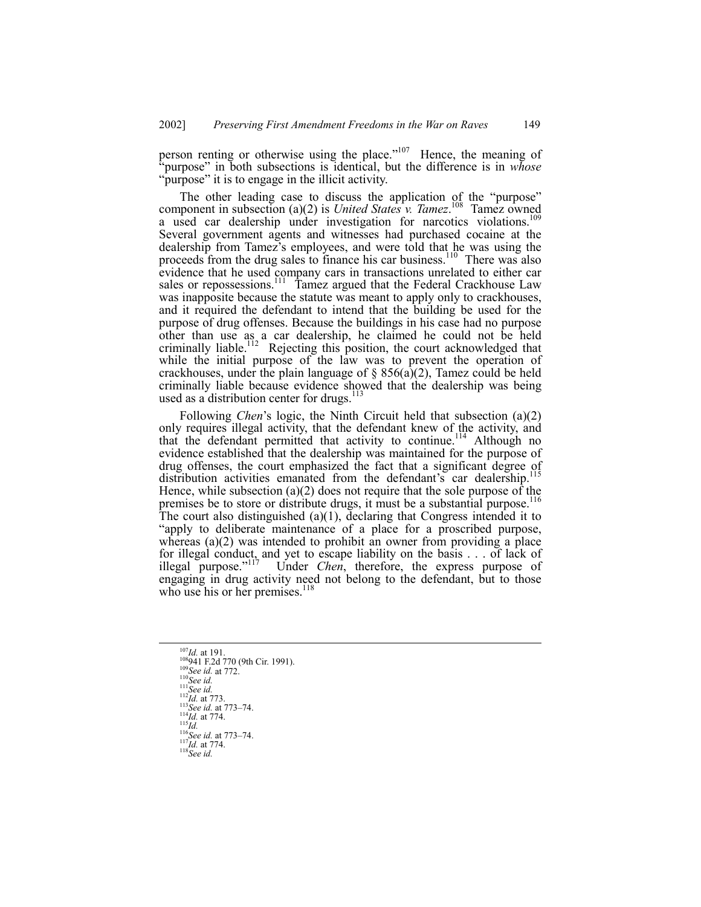person renting or otherwise using the place."[107] Hence, the meaning of "purpose" in both subsections is identical, but the difference is in *whose* "purpose" it is to engage in the illicit activity.

The other leading case to discuss the application of the "purpose" component in subsection (a)(2) is *United States v. Tamez*.[108] Tamez owned a used car dealership under investigation for narcotics violations.[109] Several government agents and witnesses had purchased cocaine at the dealership from Tamez's employees, and were told that he was using the proceeds from the drug sales to finance his car business.[110] There was also evidence that he used company cars in transactions unrelated to either car sales or repossessions.[111] Tamez argued that the Federal Crackhouse Law was inapposite because the statute was meant to apply only to crackhouses, and it required the defendant to intend that the building be used for the purpose of drug offenses. Because the buildings in his case had no purpose other than use as a car dealership, he claimed he could not be held criminally liable.[112] Rejecting this position, the court acknowledged that while the initial purpose of the law was to prevent the operation of crackhouses, under the plain language of § 856(a)(2), Tamez could be held criminally liable because evidence showed that the dealership was being used as a distribution center for drugs.[113]

Following *Chen*'s logic, the Ninth Circuit held that subsection (a)(2) only requires illegal activity, that the defendant knew of the activity, and that the defendant permitted that activity to continue.[114] Although no evidence established that the dealership was maintained for the purpose of drug offenses, the court emphasized the fact that a significant degree of distribution activities emanated from the defendant's car dealership.[115] Hence, while subsection (a)(2) does not require that the sole purpose of the premises be to store or distribute drugs, it must be a substantial purpose.[116] The court also distinguished (a)(1), declaring that Congress intended it to "apply to deliberate maintenance of a place for a proscribed purpose, whereas (a)(2) was intended to prohibit an owner from providing a place for illegal conduct, and yet to escape liability on the basis . . . of lack of illegal purpose."[117] Under *Chen*, therefore, the express purpose of engaging in drug activity need not belong to the defendant, but to those who use his or her premises.[118]

---

[107] *Id.* at 191.
[108] 941 F.2d 770 (9th Cir. 1991).
[109] *See id.* at 772.
[110] *See id.*
[111] *See id.*
[112] *Id.* at 773.
[113] *See id.* at 773–74.
[114] *Id.* at 774.
[115] *Id.*
[116] *See id.* at 773–74.
[117] *Id.* at 774.
[118] *See id.*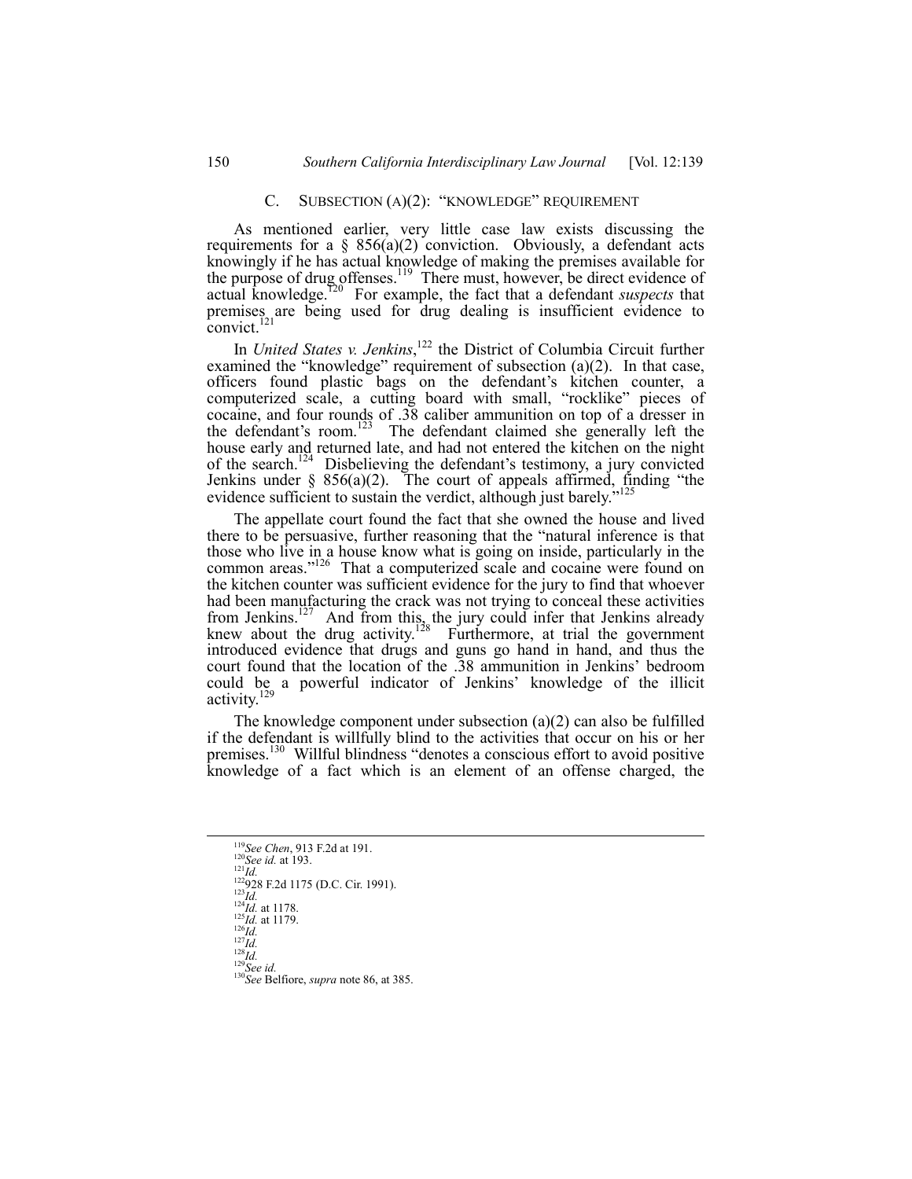### C. Subsection (a)(2): "Knowledge" Requirement

As mentioned earlier, very little case law exists discussing the requirements for a § 856(a)(2) conviction. Obviously, a defendant acts knowingly if he has actual knowledge of making the premises available for the purpose of drug offenses.[119] There must, however, be direct evidence of actual knowledge.[120] For example, the fact that a defendant *suspects* that premises are being used for drug dealing is insufficient evidence to convict.[121]

In *United States v. Jenkins*,[122] the District of Columbia Circuit further examined the "knowledge" requirement of subsection (a)(2). In that case, officers found plastic bags on the defendant's kitchen counter, a computerized scale, a cutting board with small, "rocklike" pieces of cocaine, and four rounds of .38 caliber ammunition on top of a dresser in the defendant's room.[123] The defendant claimed she generally left the house early and returned late, and had not entered the kitchen on the night of the search.[124] Disbelieving the defendant's testimony, a jury convicted Jenkins under § 856(a)(2). The court of appeals affirmed, finding "the evidence sufficient to sustain the verdict, although just barely."[125]

The appellate court found the fact that she owned the house and lived there to be persuasive, further reasoning that the "natural inference is that those who live in a house know what is going on inside, particularly in the common areas."[126] That a computerized scale and cocaine were found on the kitchen counter was sufficient evidence for the jury to find that whoever had been manufacturing the crack was not trying to conceal these activities from Jenkins.[127] And from this, the jury could infer that Jenkins already knew about the drug activity.[128] Furthermore, at trial the government introduced evidence that drugs and guns go hand in hand, and thus the court found that the location of the .38 ammunition in Jenkins' bedroom could be a powerful indicator of Jenkins' knowledge of the illicit activity.[129]

The knowledge component under subsection (a)(2) can also be fulfilled if the defendant is willfully blind to the activities that occur on his or her premises.[130] Willful blindness "denotes a conscious effort to avoid positive knowledge of a fact which is an element of an offense charged, the

---

[119] *See Chen*, 913 F.2d at 191.
[120] *See id.* at 193.
[121] *Id.*
[122] 928 F.2d 1175 (D.C. Cir. 1991).
[123] *Id.*
[124] *Id.* at 1178.
[125] *Id.* at 1179.
[126] *Id.*
[127] *Id.*
[128] *Id.*
[129] *See id.*
[130] *See* Belfiore, *supra* note 86, at 385.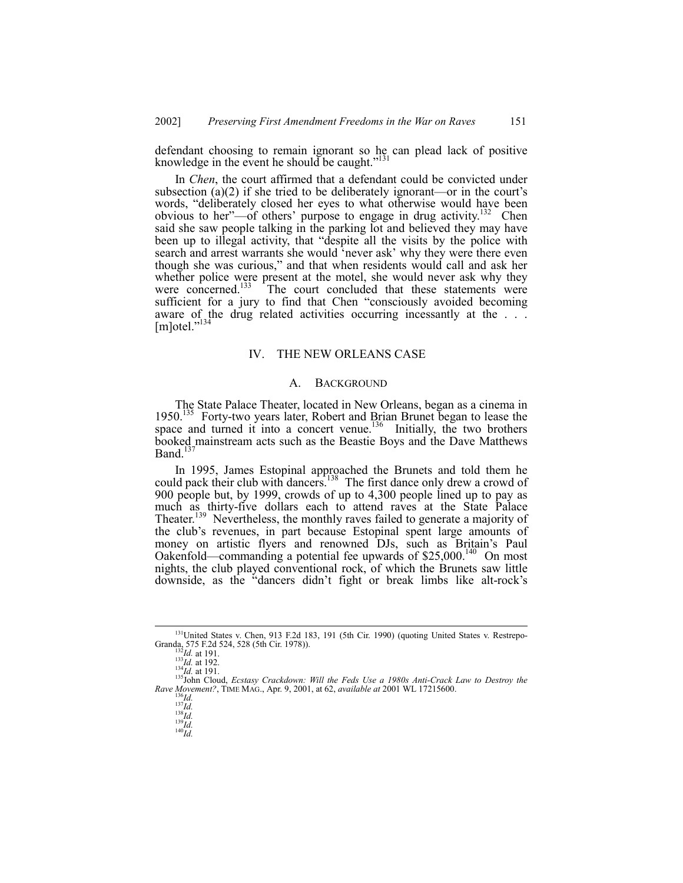defendant choosing to remain ignorant so he can plead lack of positive knowledge in the event he should be caught."[131]

In *Chen*, the court affirmed that a defendant could be convicted under subsection (a)(2) if she tried to be deliberately ignorant—or in the court's words, "deliberately closed her eyes to what otherwise would have been obvious to her"—of others' purpose to engage in drug activity.[132] Chen said she saw people talking in the parking lot and believed they may have been up to illegal activity, that "despite all the visits by the police with search and arrest warrants she would 'never ask' why they were there even though she was curious," and that when residents would call and ask her whether police were present at the motel, she would never ask why they were concerned.[133] The court concluded that these statements were sufficient for a jury to find that Chen "consciously avoided becoming aware of the drug related activities occurring incessantly at the . . . [m]otel."[134]

## IV. THE NEW ORLEANS CASE

### A. BACKGROUND

The State Palace Theater, located in New Orleans, began as a cinema in 1950.[135] Forty-two years later, Robert and Brian Brunet began to lease the space and turned it into a concert venue.[136] Initially, the two brothers booked mainstream acts such as the Beastie Boys and the Dave Matthews Band.[137]

In 1995, James Estopinal approached the Brunets and told them he could pack their club with dancers.[138] The first dance only drew a crowd of 900 people but, by 1999, crowds of up to 4,300 people lined up to pay as much as thirty-five dollars each to attend raves at the State Palace Theater.[139] Nevertheless, the monthly raves failed to generate a majority of the club's revenues, in part because Estopinal spent large amounts of money on artistic flyers and renowned DJs, such as Britain's Paul Oakenfold—commanding a potential fee upwards of $25,000.[140] On most nights, the club played conventional rock, of which the Brunets saw little downside, as the "dancers didn't fight or break limbs like alt-rock's

---

[131] United States v. Chen, 913 F.2d 183, 191 (5th Cir. 1990) (quoting United States v. Restrepo-Granda, 575 F.2d 524, 528 (5th Cir. 1978)).

[132] *Id.* at 191.

[133] *Id.* at 192.

[134] *Id.* at 191.

[135] John Cloud, *Ecstasy Crackdown: Will the Feds Use a 1980s Anti-Crack Law to Destroy the Rave Movement?*, TIME MAG., Apr. 9, 2001, at 62, *available at* 2001 WL 17215600.

[136] *Id.*

[137] *Id.*

[138] *Id.*

[139] *Id.*

[140] *Id.*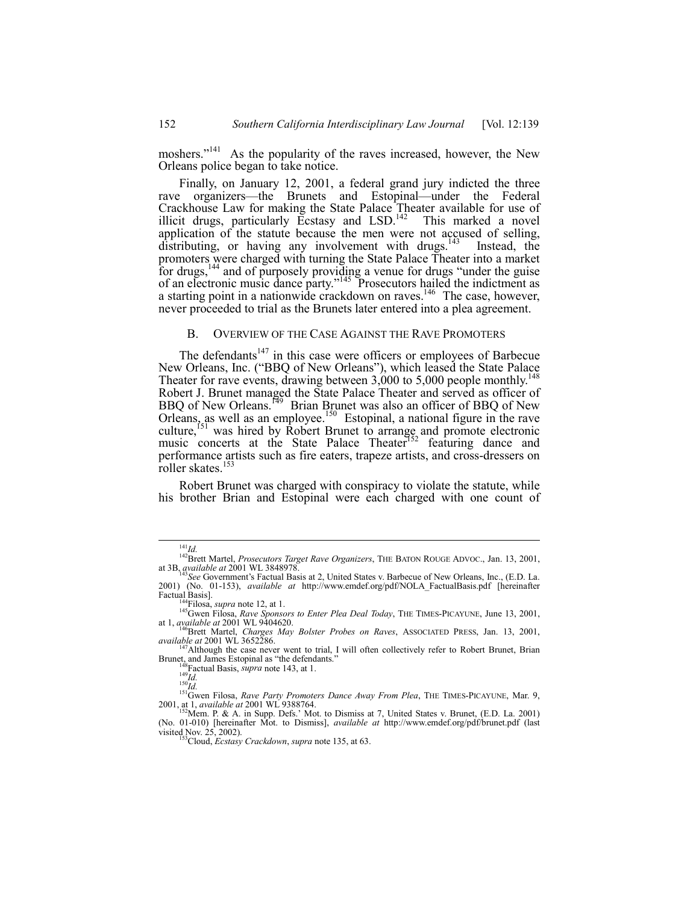moshers."[141] As the popularity of the raves increased, however, the New Orleans police began to take notice.

Finally, on January 12, 2001, a federal grand jury indicted the three rave organizers—the Brunets and Estopinal—under the Federal Crackhouse Law for making the State Palace Theater available for use of illicit drugs, particularly Ecstasy and LSD.[142] This marked a novel application of the statute because the men were not accused of selling, distributing, or having any involvement with drugs.[143] Instead, the promoters were charged with turning the State Palace Theater into a market for drugs,[144] and of purposely providing a venue for drugs "under the guise of an electronic music dance party."[145] Prosecutors hailed the indictment as a starting point in a nationwide crackdown on raves.[146] The case, however, never proceeded to trial as the Brunets later entered into a plea agreement.

## B. OVERVIEW OF THE CASE AGAINST THE RAVE PROMOTERS

The defendants[147] in this case were officers or employees of Barbecue New Orleans, Inc. ("BBQ of New Orleans"), which leased the State Palace Theater for rave events, drawing between 3,000 to 5,000 people monthly.[148] Robert J. Brunet managed the State Palace Theater and served as officer of BBQ of New Orleans.[149] Brian Brunet was also an officer of BBQ of New Orleans, as well as an employee.[150] Estopinal, a national figure in the rave culture,[151] was hired by Robert Brunet to arrange and promote electronic music concerts at the State Palace Theater[152] featuring dance and performance artists such as fire eaters, trapeze artists, and cross-dressers on roller skates.[153]

Robert Brunet was charged with conspiracy to violate the statute, while his brother Brian and Estopinal were each charged with one count of

---

[141] *Id.*

[142] Brett Martel, *Prosecutors Target Rave Organizers*, THE BATON ROUGE ADVOC., Jan. 13, 2001, at 3B, *available at* 2001 WL 3848978.

[143] *See* Government's Factual Basis at 2, United States v. Barbecue of New Orleans, Inc., (E.D. La. 2001) (No. 01-153), *available at* http://www.emdef.org/pdf/NOLA_FactualBasis.pdf [hereinafter Factual Basis].

[144] Filosa, *supra* note 12, at 1.

[145] Gwen Filosa, *Rave Sponsors to Enter Plea Deal Today*, THE TIMES-PICAYUNE, June 13, 2001, at 1, *available at* 2001 WL 9404620.

[146] Brett Martel, *Charges May Bolster Probes on Raves*, ASSOCIATED PRESS, Jan. 13, 2001, *available at* 2001 WL 3652286.

[147] Although the case never went to trial, I will often collectively refer to Robert Brunet, Brian Brunet, and James Estopinal as "the defendants."

[148] Factual Basis, *supra* note 143, at 1.

[149] *Id.*

[150] *Id.*

[151] Gwen Filosa, *Rave Party Promoters Dance Away From Plea*, THE TIMES-PICAYUNE, Mar. 9, 2001, at 1, *available at* 2001 WL 9388764.

[152] Mem. P. & A. in Supp. Defs.' Mot. to Dismiss at 7, United States v. Brunet, (E.D. La. 2001) (No. 01-010) [hereinafter Mot. to Dismiss], *available at* http://www.emdef.org/pdf/brunet.pdf (last visited Nov. 25, 2002).

[153] Cloud, *Ecstasy Crackdown*, *supra* note 135, at 63.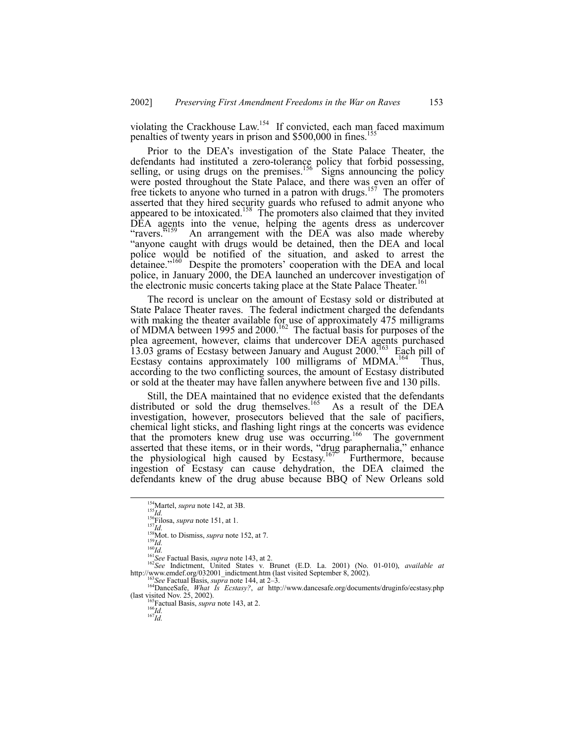violating the Crackhouse Law.[154] If convicted, each man faced maximum penalties of twenty years in prison and $500,000 in fines.[155]

Prior to the DEA's investigation of the State Palace Theater, the defendants had instituted a zero-tolerance policy that forbid possessing, selling, or using drugs on the premises.[156] Signs announcing the policy were posted throughout the State Palace, and there was even an offer of free tickets to anyone who turned in a patron with drugs.[157] The promoters asserted that they hired security guards who refused to admit anyone who appeared to be intoxicated.[158] The promoters also claimed that they invited DEA agents into the venue, helping the agents dress as undercover "ravers."[159] An arrangement with the DEA was also made whereby "anyone caught with drugs would be detained, then the DEA and local police would be notified of the situation, and asked to arrest the detainee."[160] Despite the promoters' cooperation with the DEA and local police, in January 2000, the DEA launched an undercover investigation of the electronic music concerts taking place at the State Palace Theater.[161]

The record is unclear on the amount of Ecstasy sold or distributed at State Palace Theater raves. The federal indictment charged the defendants with making the theater available for use of approximately 475 milligrams of MDMA between 1995 and 2000.[162] The factual basis for purposes of the plea agreement, however, claims that undercover DEA agents purchased 13.03 grams of Ecstasy between January and August 2000.[163] Each pill of Ecstasy contains approximately 100 milligrams of MDMA.[164] Thus, according to the two conflicting sources, the amount of Ecstasy distributed or sold at the theater may have fallen anywhere between five and 130 pills.

Still, the DEA maintained that no evidence existed that the defendants distributed or sold the drug themselves.[165] As a result of the DEA investigation, however, prosecutors believed that the sale of pacifiers, chemical light sticks, and flashing light rings at the concerts was evidence that the promoters knew drug use was occurring.[166] The government asserted that these items, or in their words, "drug paraphernalia," enhance the physiological high caused by Ecstasy.[167] Furthermore, because ingestion of Ecstasy can cause dehydration, the DEA claimed the defendants knew of the drug abuse because BBQ of New Orleans sold

---

[154] Martel, *supra* note 142, at 3B.
[155] *Id.*
[156] Filosa, *supra* note 151, at 1.
[157] *Id.*
[158] Mot. to Dismiss, *supra* note 152, at 7.
[159] *Id.*
[160] *Id.*
[161] *See* Factual Basis, *supra* note 143, at 2.
[162] *See* Indictment, United States v. Brunet (E.D. La. 2001) (No. 01-010), *available at* http://www.emdef.org/032001_indictment.htm (last visited September 8, 2002).
[163] *See* Factual Basis, *supra* note 144, at 2–3.
[164] DanceSafe, *What Is Ecstasy?*, *at* http://www.dancesafe.org/documents/druginfo/ecstasy.php (last visited Nov. 25, 2002).
[165] Factual Basis, *supra* note 143, at 2.
[166] *Id.*
[167] *Id.*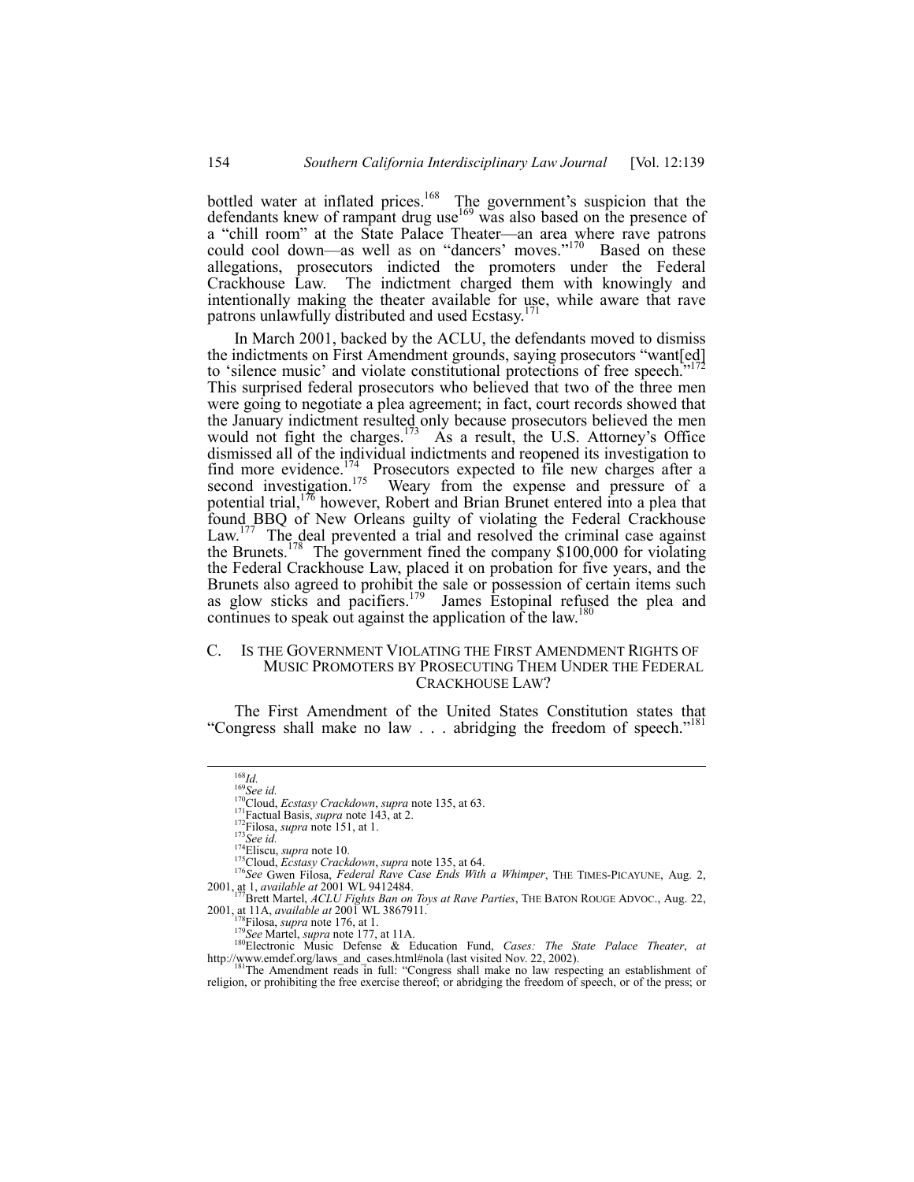bottled water at inflated prices.[168] The government's suspicion that the defendants knew of rampant drug use[169] was also based on the presence of a "chill room" at the State Palace Theater—an area where rave patrons could cool down—as well as on "dancers' moves."[170] Based on these allegations, prosecutors indicted the promoters under the Federal Crackhouse Law. The indictment charged them with knowingly and intentionally making the theater available for use, while aware that rave patrons unlawfully distributed and used Ecstasy.[171]

In March 2001, backed by the ACLU, the defendants moved to dismiss the indictments on First Amendment grounds, saying prosecutors "want[ed] to 'silence music' and violate constitutional protections of free speech."[172] This surprised federal prosecutors who believed that two of the three men were going to negotiate a plea agreement; in fact, court records showed that the January indictment resulted only because prosecutors believed the men would not fight the charges.[173] As a result, the U.S. Attorney's Office dismissed all of the individual indictments and reopened its investigation to find more evidence.[174] Prosecutors expected to file new charges after a second investigation.[175] Weary from the expense and pressure of a potential trial,[176] however, Robert and Brian Brunet entered into a plea that found BBQ of New Orleans guilty of violating the Federal Crackhouse Law.[177] The deal prevented a trial and resolved the criminal case against the Brunets.[178] The government fined the company $100,000 for violating the Federal Crackhouse Law, placed it on probation for five years, and the Brunets also agreed to prohibit the sale or possession of certain items such as glow sticks and pacifiers.[179] James Estopinal refused the plea and continues to speak out against the application of the law.[180]

### C. IS THE GOVERNMENT VIOLATING THE FIRST AMENDMENT RIGHTS OF MUSIC PROMOTERS BY PROSECUTING THEM UNDER THE FEDERAL CRACKHOUSE LAW?

The First Amendment of the United States Constitution states that "Congress shall make no law . . . abridging the freedom of speech."[181]

---

[168] *Id.*

[169] *See id.*

[170] Cloud, *Ecstasy Crackdown*, *supra* note 135, at 63.

[171] Factual Basis, *supra* note 143, at 2.

[172] Filosa, *supra* note 151, at 1.

[173] *See id.*

[174] Eliscu, *supra* note 10.

[175] Cloud, *Ecstasy Crackdown*, *supra* note 135, at 64.

[176] *See* Gwen Filosa, *Federal Rave Case Ends With a Whimper*, THE TIMES-PICAYUNE, Aug. 2, 2001, at 1, *available at* 2001 WL 9412484.

[177] Brett Martel, *ACLU Fights Ban on Toys at Rave Parties*, THE BATON ROUGE ADVOC., Aug. 22, 2001, at 11A, *available at* 2001 WL 3867911.

[178] Filosa, *supra* note 176, at 1.

[179] *See* Martel, *supra* note 177, at 11A.

[180] Electronic Music Defense & Education Fund, *Cases: The State Palace Theater*, *at* http://www.emdef.org/laws_and_cases.html#nola (last visited Nov. 22, 2002).

[181] The Amendment reads in full: "Congress shall make no law respecting an establishment of religion, or prohibiting the free exercise thereof; or abridging the freedom of speech, or of the press; or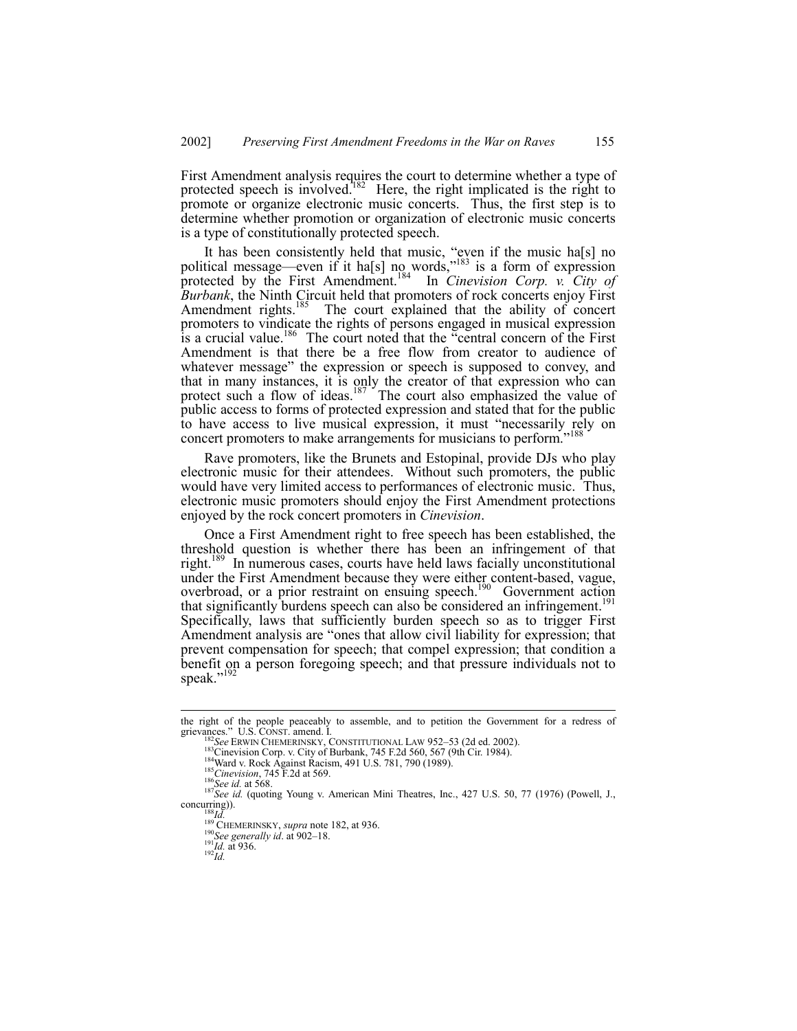First Amendment analysis requires the court to determine whether a type of protected speech is involved.[182] Here, the right implicated is the right to promote or organize electronic music concerts. Thus, the first step is to determine whether promotion or organization of electronic music concerts is a type of constitutionally protected speech.

It has been consistently held that music, "even if the music ha[s] no political message—even if it ha[s] no words,"[183] is a form of expression protected by the First Amendment.[184] In *Cinevision Corp. v. City of Burbank*, the Ninth Circuit held that promoters of rock concerts enjoy First Amendment rights.[185] The court explained that the ability of concert promoters to vindicate the rights of persons engaged in musical expression is a crucial value.[186] The court noted that the "central concern of the First Amendment is that there be a free flow from creator to audience of whatever message" the expression or speech is supposed to convey, and that in many instances, it is only the creator of that expression who can protect such a flow of ideas.[187] The court also emphasized the value of public access to forms of protected expression and stated that for the public to have access to live musical expression, it must "necessarily rely on concert promoters to make arrangements for musicians to perform."[188]

Rave promoters, like the Brunets and Estopinal, provide DJs who play electronic music for their attendees. Without such promoters, the public would have very limited access to performances of electronic music. Thus, electronic music promoters should enjoy the First Amendment protections enjoyed by the rock concert promoters in *Cinevision*.

Once a First Amendment right to free speech has been established, the threshold question is whether there has been an infringement of that right.[189] In numerous cases, courts have held laws facially unconstitutional under the First Amendment because they were either content-based, vague, overbroad, or a prior restraint on ensuing speech.[190] Government action that significantly burdens speech can also be considered an infringement.[191] Specifically, laws that sufficiently burden speech so as to trigger First Amendment analysis are "ones that allow civil liability for expression; that prevent compensation for speech; that compel expression; that condition a benefit on a person foregoing speech; and that pressure individuals not to speak."[192]

---

the right of the people peaceably to assemble, and to petition the Government for a redress of grievances." U.S. CONST. amend. I.

[182] *See* ERWIN CHEMERINSKY, CONSTITUTIONAL LAW 952–53 (2d ed. 2002).

[183] Cinevision Corp. v. City of Burbank, 745 F.2d 560, 567 (9th Cir. 1984).

[184] Ward v. Rock Against Racism, 491 U.S. 781, 790 (1989).

[185] *Cinevision*, 745 F.2d at 569.

[186] *See id.* at 568.

[187] *See id.* (quoting Young v. American Mini Theatres, Inc., 427 U.S. 50, 77 (1976) (Powell, J., concurring)).

[188] *Id.*

[189] CHEMERINSKY, *supra* note 182, at 936.

[190] *See generally id*. at 902–18.

[191] *Id.* at 936.

[192] *Id.*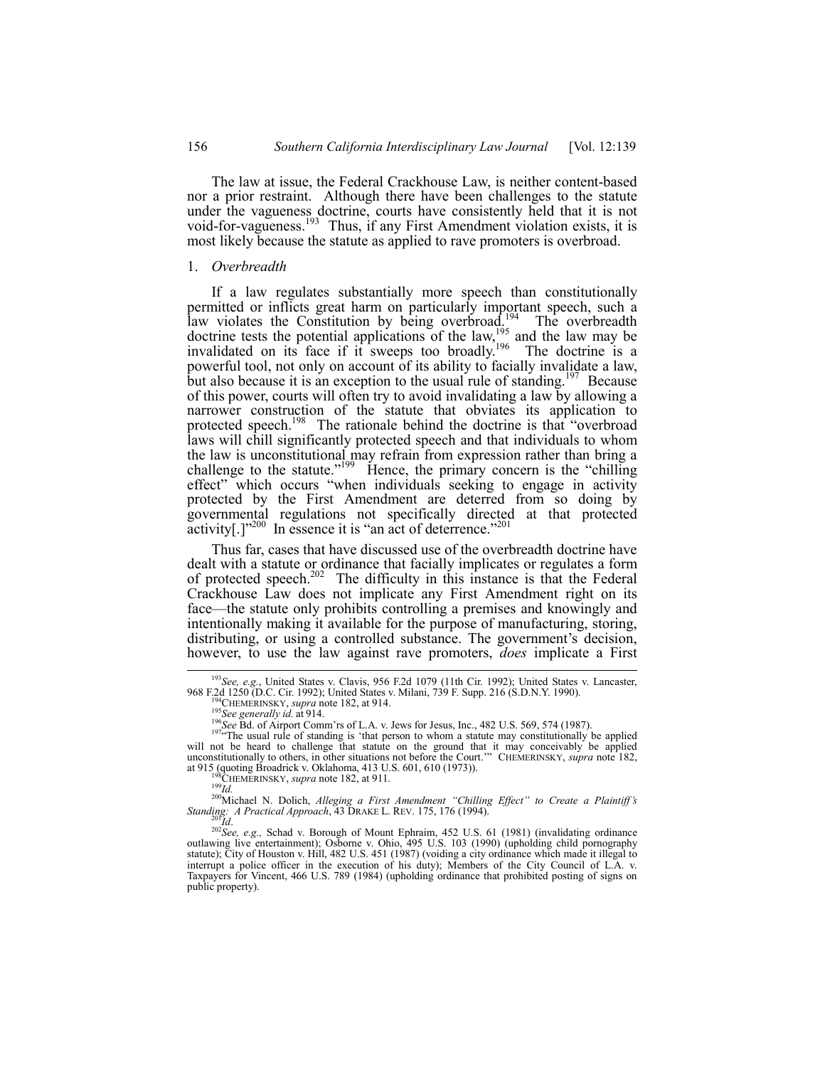The law at issue, the Federal Crackhouse Law, is neither content-based nor a prior restraint. Although there have been challenges to the statute under the vagueness doctrine, courts have consistently held that it is not void-for-vagueness.[193] Thus, if any First Amendment violation exists, it is most likely because the statute as applied to rave promoters is overbroad.

### 1. *Overbreadth*

If a law regulates substantially more speech than constitutionally permitted or inflicts great harm on particularly important speech, such a law violates the Constitution by being overbroad.[194] The overbreadth doctrine tests the potential applications of the law,[195] and the law may be invalidated on its face if it sweeps too broadly.[196] The doctrine is a powerful tool, not only on account of its ability to facially invalidate a law, but also because it is an exception to the usual rule of standing.[197] Because of this power, courts will often try to avoid invalidating a law by allowing a narrower construction of the statute that obviates its application to protected speech.[198] The rationale behind the doctrine is that "overbroad laws will chill significantly protected speech and that individuals to whom the law is unconstitutional may refrain from expression rather than bring a challenge to the statute."[199] Hence, the primary concern is the "chilling effect" which occurs "when individuals seeking to engage in activity protected by the First Amendment are deterred from so doing by governmental regulations not specifically directed at that protected activity[.]"[200] In essence it is "an act of deterrence."[201]

Thus far, cases that have discussed use of the overbreadth doctrine have dealt with a statute or ordinance that facially implicates or regulates a form of protected speech.[202] The difficulty in this instance is that the Federal Crackhouse Law does not implicate any First Amendment right on its face—the statute only prohibits controlling a premises and knowingly and intentionally making it available for the purpose of manufacturing, storing, distributing, or using a controlled substance. The government's decision, however, to use the law against rave promoters, *does* implicate a First

---

[193] *See, e.g.*, United States v. Clavis, 956 F.2d 1079 (11th Cir. 1992); United States v. Lancaster, 968 F.2d 1250 (D.C. Cir. 1992); United States v. Milani, 739 F. Supp. 216 (S.D.N.Y. 1990).

[194] CHEMERINSKY, *supra* note 182, at 914.

[195] *See generally id.* at 914.

[196] *See* Bd. of Airport Comm'rs of L.A. v. Jews for Jesus, Inc., 482 U.S. 569, 574 (1987).

[197] "The usual rule of standing is 'that person to whom a statute may constitutionally be applied will not be heard to challenge that statute on the ground that it may conceivably be applied unconstitutionally to others, in other situations not before the Court.'" CHEMERINSKY, *supra* note 182, at 915 (quoting Broadrick v. Oklahoma, 413 U.S. 601, 610 (1973)).

[198] CHEMERINSKY, *supra* note 182, at 911.

[199] *Id.*

[200] Michael N. Dolich, *Alleging a First Amendment "Chilling Effect" to Create a Plaintiff's Standing: A Practical Approach*, 43 DRAKE L. REV. 175, 176 (1994).

[201] *Id*.

[202] *See, e.g.,* Schad v. Borough of Mount Ephraim, 452 U.S. 61 (1981) (invalidating ordinance outlawing live entertainment); Osborne v. Ohio, 495 U.S. 103 (1990) (upholding child pornography statute); City of Houston v. Hill, 482 U.S. 451 (1987) (voiding a city ordinance which made it illegal to interrupt a police officer in the execution of his duty); Members of the City Council of L.A. v. Taxpayers for Vincent, 466 U.S. 789 (1984) (upholding ordinance that prohibited posting of signs on public property).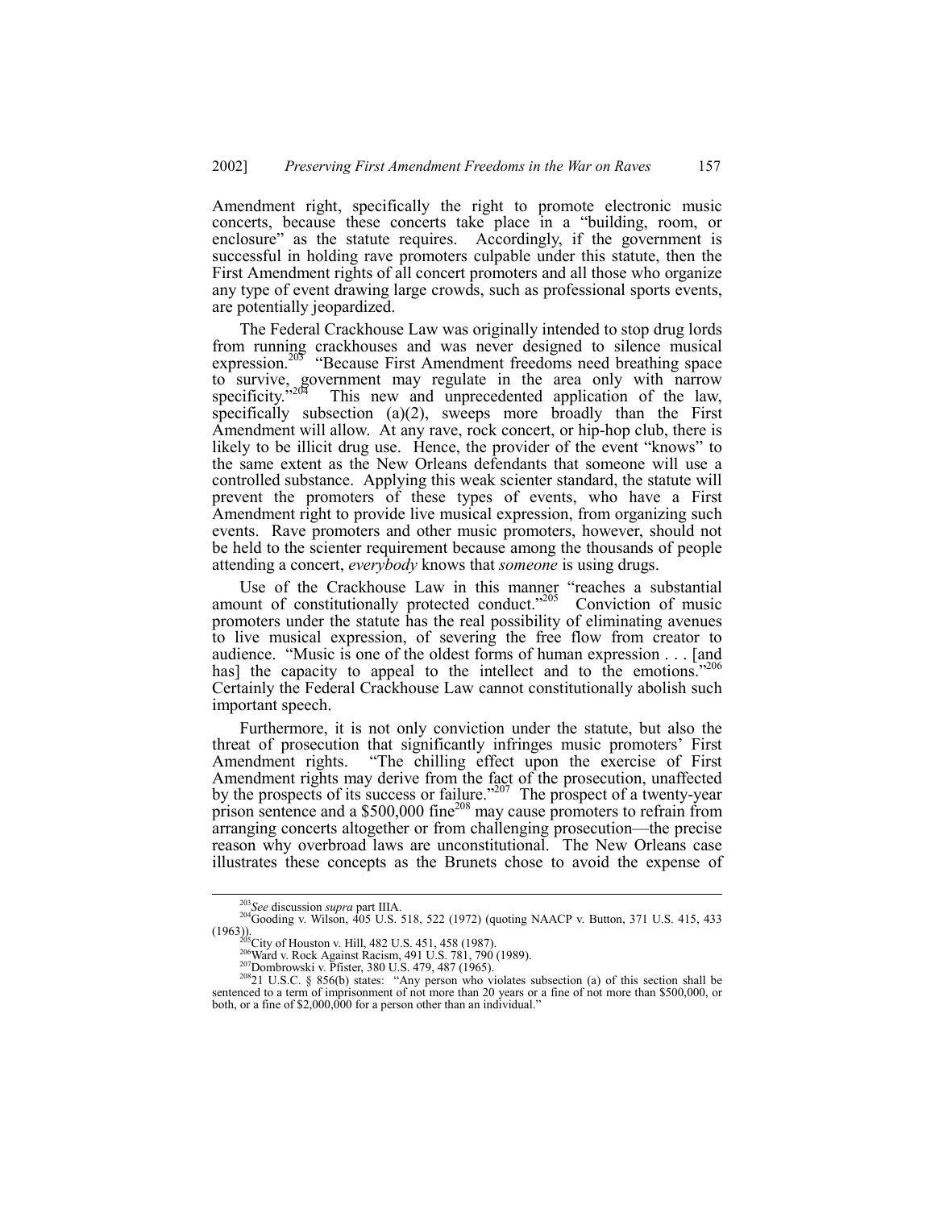Amendment right, specifically the right to promote electronic music concerts, because these concerts take place in a "building, room, or enclosure" as the statute requires. Accordingly, if the government is successful in holding rave promoters culpable under this statute, then the First Amendment rights of all concert promoters and all those who organize any type of event drawing large crowds, such as professional sports events, are potentially jeopardized.

The Federal Crackhouse Law was originally intended to stop drug lords from running crackhouses and was never designed to silence musical expression.[203] "Because First Amendment freedoms need breathing space to survive, government may regulate in the area only with narrow specificity."[204] This new and unprecedented application of the law, specifically subsection (a)(2), sweeps more broadly than the First Amendment will allow. At any rave, rock concert, or hip-hop club, there is likely to be illicit drug use. Hence, the provider of the event "knows" to the same extent as the New Orleans defendants that someone will use a controlled substance. Applying this weak scienter standard, the statute will prevent the promoters of these types of events, who have a First Amendment right to provide live musical expression, from organizing such events. Rave promoters and other music promoters, however, should not be held to the scienter requirement because among the thousands of people attending a concert, *everybody* knows that *someone* is using drugs.

Use of the Crackhouse Law in this manner "reaches a substantial amount of constitutionally protected conduct."[205] Conviction of music promoters under the statute has the real possibility of eliminating avenues to live musical expression, of severing the free flow from creator to audience. "Music is one of the oldest forms of human expression . . . [and has] the capacity to appeal to the intellect and to the emotions."[206] Certainly the Federal Crackhouse Law cannot constitutionally abolish such important speech.

Furthermore, it is not only conviction under the statute, but also the threat of prosecution that significantly infringes music promoters' First Amendment rights. "The chilling effect upon the exercise of First Amendment rights may derive from the fact of the prosecution, unaffected by the prospects of its success or failure."[207] The prospect of a twenty-year prison sentence and a $500,000 fine[208] may cause promoters to refrain from arranging concerts altogether or from challenging prosecution—the precise reason why overbroad laws are unconstitutional. The New Orleans case illustrates these concepts as the Brunets chose to avoid the expense of

---

[203] *See* discussion *supra* part IIIA.

[204] Gooding v. Wilson, 405 U.S. 518, 522 (1972) (quoting NAACP v. Button, 371 U.S. 415, 433 (1963)).

[205] City of Houston v. Hill, 482 U.S. 451, 458 (1987).

[206] Ward v. Rock Against Racism, 491 U.S. 781, 790 (1989).

[207] Dombrowski v. Pfister, 380 U.S. 479, 487 (1965).

[208] 21 U.S.C. § 856(b) states: "Any person who violates subsection (a) of this section shall be sentenced to a term of imprisonment of not more than 20 years or a fine of not more than $500,000, or both, or a fine of $2,000,000 for a person other than an individual."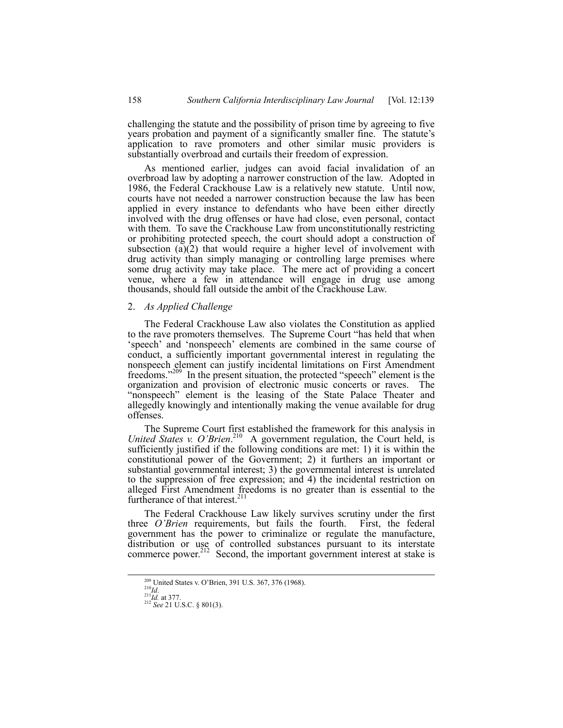challenging the statute and the possibility of prison time by agreeing to five years probation and payment of a significantly smaller fine. The statute's application to rave promoters and other similar music providers is substantially overbroad and curtails their freedom of expression.

As mentioned earlier, judges can avoid facial invalidation of an overbroad law by adopting a narrower construction of the law. Adopted in 1986, the Federal Crackhouse Law is a relatively new statute. Until now, courts have not needed a narrower construction because the law has been applied in every instance to defendants who have been either directly involved with the drug offenses or have had close, even personal, contact with them. To save the Crackhouse Law from unconstitutionally restricting or prohibiting protected speech, the court should adopt a construction of subsection (a)(2) that would require a higher level of involvement with drug activity than simply managing or controlling large premises where some drug activity may take place. The mere act of providing a concert venue, where a few in attendance will engage in drug use among thousands, should fall outside the ambit of the Crackhouse Law.

2. *As Applied Challenge*

The Federal Crackhouse Law also violates the Constitution as applied to the rave promoters themselves. The Supreme Court "has held that when 'speech' and 'nonspeech' elements are combined in the same course of conduct, a sufficiently important governmental interest in regulating the nonspeech element can justify incidental limitations on First Amendment freedoms."[209] In the present situation, the protected "speech" element is the organization and provision of electronic music concerts or raves. The "nonspeech" element is the leasing of the State Palace Theater and allegedly knowingly and intentionally making the venue available for drug offenses.

The Supreme Court first established the framework for this analysis in *United States v. O'Brien*.[210] A government regulation, the Court held, is sufficiently justified if the following conditions are met: 1) it is within the constitutional power of the Government; 2) it furthers an important or substantial governmental interest; 3) the governmental interest is unrelated to the suppression of free expression; and 4) the incidental restriction on alleged First Amendment freedoms is no greater than is essential to the furtherance of that interest.[211]

The Federal Crackhouse Law likely survives scrutiny under the first three *O'Brien* requirements, but fails the fourth. First, the federal government has the power to criminalize or regulate the manufacture, distribution or use of controlled substances pursuant to its interstate commerce power.[212] Second, the important government interest at stake is

---

[209] United States v. O'Brien, 391 U.S. 367, 376 (1968).

[210] *Id*.

[211] *Id.* at 377.

[212] *See* 21 U.S.C. § 801(3).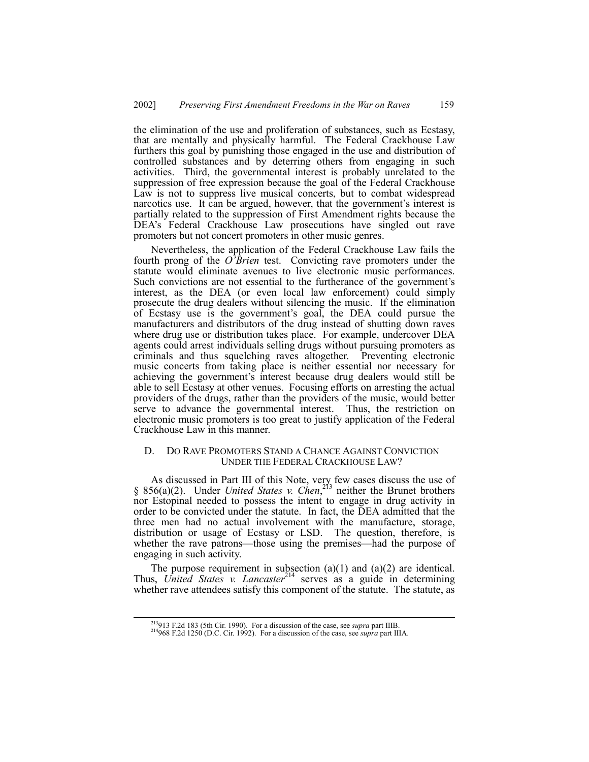the elimination of the use and proliferation of substances, such as Ecstasy, that are mentally and physically harmful. The Federal Crackhouse Law furthers this goal by punishing those engaged in the use and distribution of controlled substances and by deterring others from engaging in such activities. Third, the governmental interest is probably unrelated to the suppression of free expression because the goal of the Federal Crackhouse Law is not to suppress live musical concerts, but to combat widespread narcotics use. It can be argued, however, that the government's interest is partially related to the suppression of First Amendment rights because the DEA's Federal Crackhouse Law prosecutions have singled out rave promoters but not concert promoters in other music genres.

Nevertheless, the application of the Federal Crackhouse Law fails the fourth prong of the *O'Brien* test. Convicting rave promoters under the statute would eliminate avenues to live electronic music performances. Such convictions are not essential to the furtherance of the government's interest, as the DEA (or even local law enforcement) could simply prosecute the drug dealers without silencing the music. If the elimination of Ecstasy use is the government's goal, the DEA could pursue the manufacturers and distributors of the drug instead of shutting down raves where drug use or distribution takes place. For example, undercover DEA agents could arrest individuals selling drugs without pursuing promoters as criminals and thus squelching raves altogether. Preventing electronic music concerts from taking place is neither essential nor necessary for achieving the government's interest because drug dealers would still be able to sell Ecstasy at other venues. Focusing efforts on arresting the actual providers of the drugs, rather than the providers of the music, would better serve to advance the governmental interest. Thus, the restriction on electronic music promoters is too great to justify application of the Federal Crackhouse Law in this manner.

### D. Do Rave Promoters Stand a Chance Against Conviction Under the Federal Crackhouse Law?

As discussed in Part III of this Note, very few cases discuss the use of § 856(a)(2). Under *United States v. Chen*,[213] neither the Brunet brothers nor Estopinal needed to possess the intent to engage in drug activity in order to be convicted under the statute. In fact, the DEA admitted that the three men had no actual involvement with the manufacture, storage, distribution or usage of Ecstasy or LSD. The question, therefore, is whether the rave patrons—those using the premises—had the purpose of engaging in such activity.

The purpose requirement in subsection (a)(1) and (a)(2) are identical. Thus, *United States v. Lancaster*[214] serves as a guide in determining whether rave attendees satisfy this component of the statute. The statute, as

---

[213] 913 F.2d 183 (5th Cir. 1990). For a discussion of the case, see *supra* part IIIB.

[214] 968 F.2d 1250 (D.C. Cir. 1992). For a discussion of the case, see *supra* part IIIA.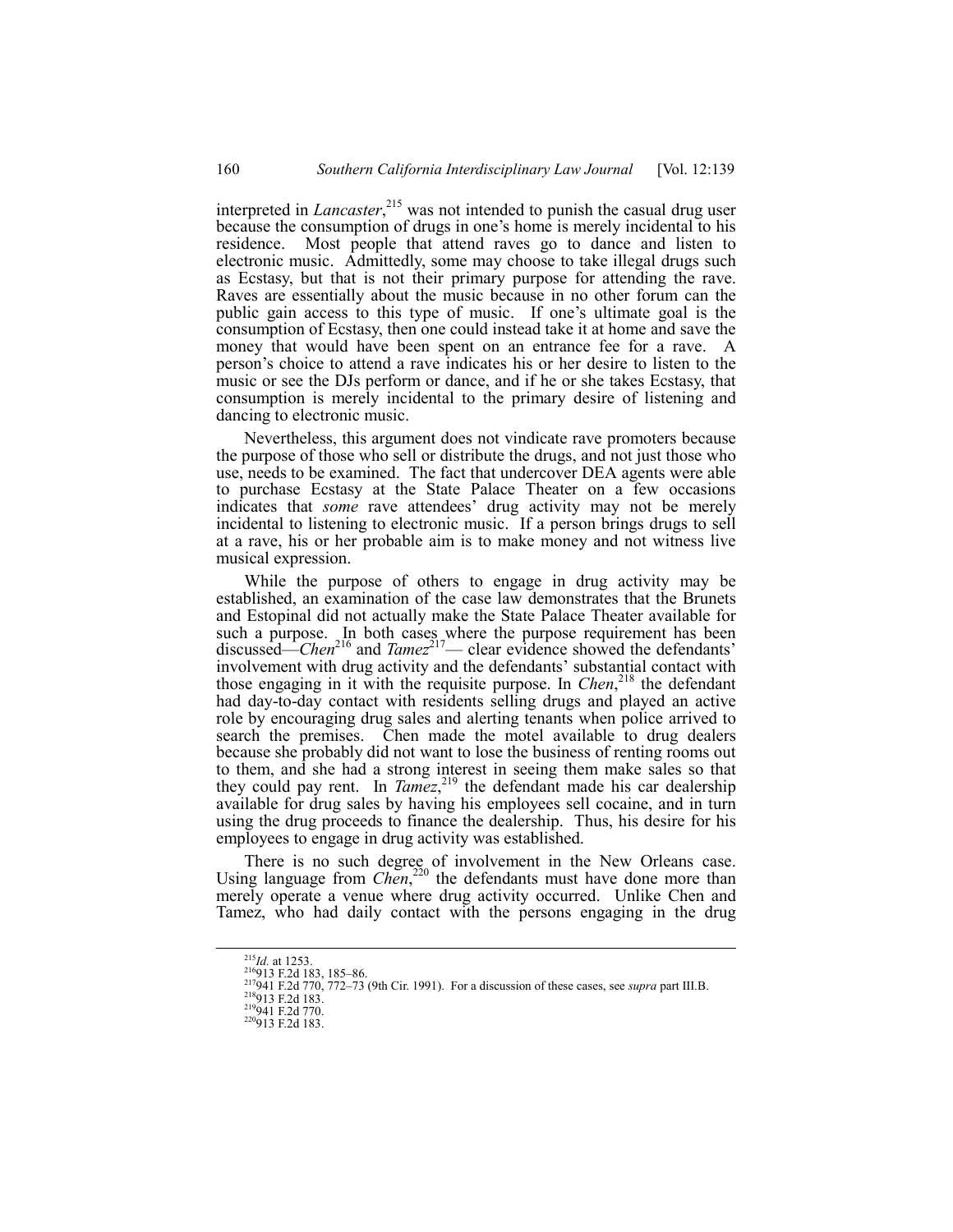interpreted in *Lancaster*,[215] was not intended to punish the casual drug user because the consumption of drugs in one's home is merely incidental to his residence. Most people that attend raves go to dance and listen to electronic music. Admittedly, some may choose to take illegal drugs such as Ecstasy, but that is not their primary purpose for attending the rave. Raves are essentially about the music because in no other forum can the public gain access to this type of music. If one's ultimate goal is the consumption of Ecstasy, then one could instead take it at home and save the money that would have been spent on an entrance fee for a rave. A person's choice to attend a rave indicates his or her desire to listen to the music or see the DJs perform or dance, and if he or she takes Ecstasy, that consumption is merely incidental to the primary desire of listening and dancing to electronic music.

Nevertheless, this argument does not vindicate rave promoters because the purpose of those who sell or distribute the drugs, and not just those who use, needs to be examined. The fact that undercover DEA agents were able to purchase Ecstasy at the State Palace Theater on a few occasions indicates that *some* rave attendees' drug activity may not be merely incidental to listening to electronic music. If a person brings drugs to sell at a rave, his or her probable aim is to make money and not witness live musical expression.

While the purpose of others to engage in drug activity may be established, an examination of the case law demonstrates that the Brunets and Estopinal did not actually make the State Palace Theater available for such a purpose. In both cases where the purpose requirement has been discussed—*Chen*[216] and *Tamez*[217]— clear evidence showed the defendants' involvement with drug activity and the defendants' substantial contact with those engaging in it with the requisite purpose. In *Chen*,[218] the defendant had day-to-day contact with residents selling drugs and played an active role by encouraging drug sales and alerting tenants when police arrived to search the premises. Chen made the motel available to drug dealers because she probably did not want to lose the business of renting rooms out to them, and she had a strong interest in seeing them make sales so that they could pay rent. In *Tamez*,[219] the defendant made his car dealership available for drug sales by having his employees sell cocaine, and in turn using the drug proceeds to finance the dealership. Thus, his desire for his employees to engage in drug activity was established.

There is no such degree of involvement in the New Orleans case. Using language from *Chen*,[220] the defendants must have done more than merely operate a venue where drug activity occurred. Unlike Chen and Tamez, who had daily contact with the persons engaging in the drug

---

[215] *Id.* at 1253.
[216] 913 F.2d 183, 185–86.
[217] 941 F.2d 770, 772–73 (9th Cir. 1991). For a discussion of these cases, see *supra* part III.B.
[218] 913 F.2d 183.
[219] 941 F.2d 770.
[220] 913 F.2d 183.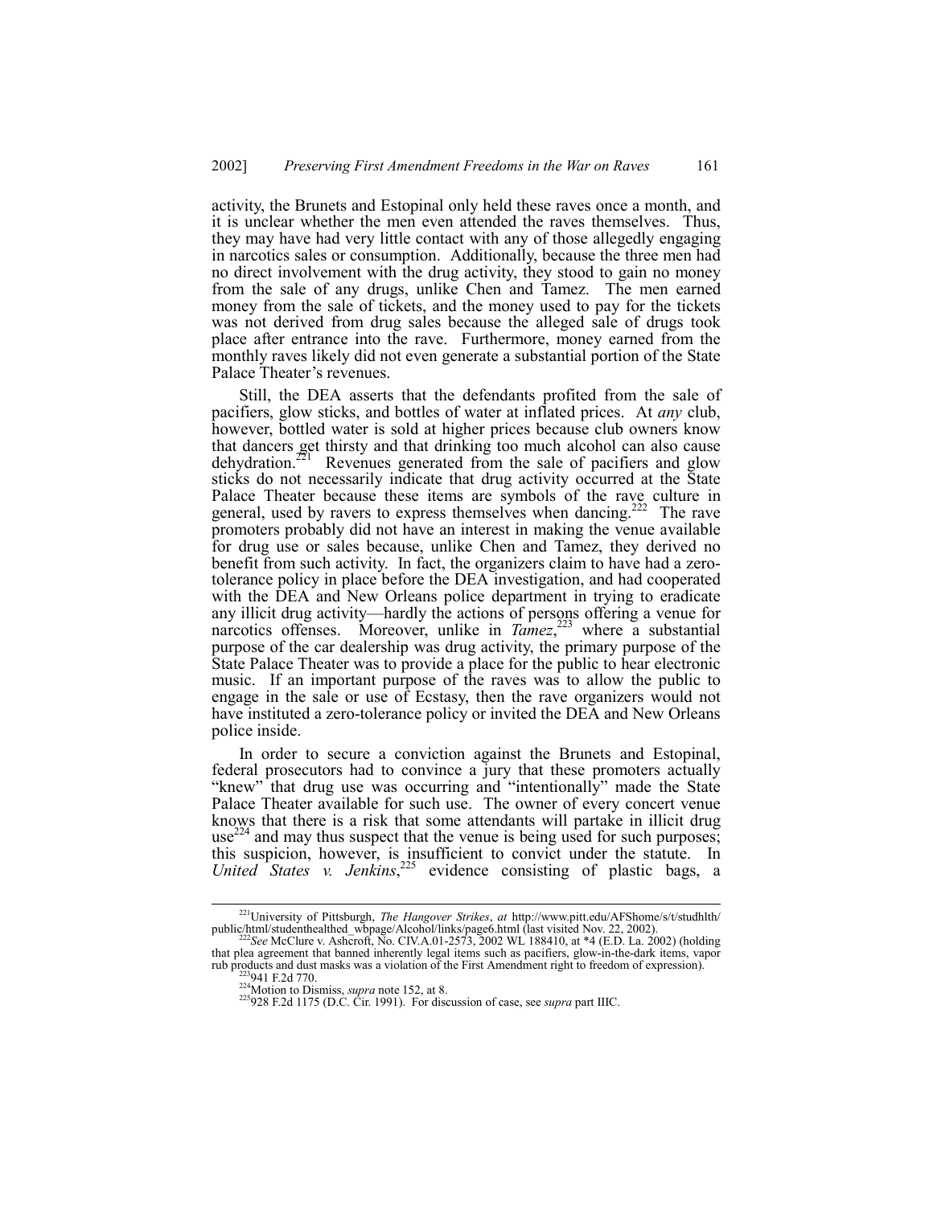activity, the Brunets and Estopinal only held these raves once a month, and it is unclear whether the men even attended the raves themselves. Thus, they may have had very little contact with any of those allegedly engaging in narcotics sales or consumption. Additionally, because the three men had no direct involvement with the drug activity, they stood to gain no money from the sale of any drugs, unlike Chen and Tamez. The men earned money from the sale of tickets, and the money used to pay for the tickets was not derived from drug sales because the alleged sale of drugs took place after entrance into the rave. Furthermore, money earned from the monthly raves likely did not even generate a substantial portion of the State Palace Theater's revenues.

Still, the DEA asserts that the defendants profited from the sale of pacifiers, glow sticks, and bottles of water at inflated prices. At *any* club, however, bottled water is sold at higher prices because club owners know that dancers get thirsty and that drinking too much alcohol can also cause dehydration.[221] Revenues generated from the sale of pacifiers and glow sticks do not necessarily indicate that drug activity occurred at the State Palace Theater because these items are symbols of the rave culture in general, used by ravers to express themselves when dancing.[222] The rave promoters probably did not have an interest in making the venue available for drug use or sales because, unlike Chen and Tamez, they derived no benefit from such activity. In fact, the organizers claim to have had a zero-tolerance policy in place before the DEA investigation, and had cooperated with the DEA and New Orleans police department in trying to eradicate any illicit drug activity—hardly the actions of persons offering a venue for narcotics offenses. Moreover, unlike in *Tamez*,[223] where a substantial purpose of the car dealership was drug activity, the primary purpose of the State Palace Theater was to provide a place for the public to hear electronic music. If an important purpose of the raves was to allow the public to engage in the sale or use of Ecstasy, then the rave organizers would not have instituted a zero-tolerance policy or invited the DEA and New Orleans police inside.

In order to secure a conviction against the Brunets and Estopinal, federal prosecutors had to convince a jury that these promoters actually "knew" that drug use was occurring and "intentionally" made the State Palace Theater available for such use. The owner of every concert venue knows that there is a risk that some attendants will partake in illicit drug use[224] and may thus suspect that the venue is being used for such purposes; this suspicion, however, is insufficient to convict under the statute. In *United States v. Jenkins*,[225] evidence consisting of plastic bags, a

---

[221] University of Pittsburgh, *The Hangover Strikes*, *at* http://www.pitt.edu/AFShome/s/t/studhlth/public/html/studenthealthed_wbpage/Alcohol/links/page6.html (last visited Nov. 22, 2002).

[222] *See* McClure v. Ashcroft, No. CIV.A.01-2573, 2002 WL 188410, at *4 (E.D. La. 2002) (holding that plea agreement that banned inherently legal items such as pacifiers, glow-in-the-dark items, vapor rub products and dust masks was a violation of the First Amendment right to freedom of expression).

[223] 941 F.2d 770.

[224] Motion to Dismiss, *supra* note 152, at 8.

[225] 928 F.2d 1175 (D.C. Cir. 1991). For discussion of case, see *supra* part IIIC.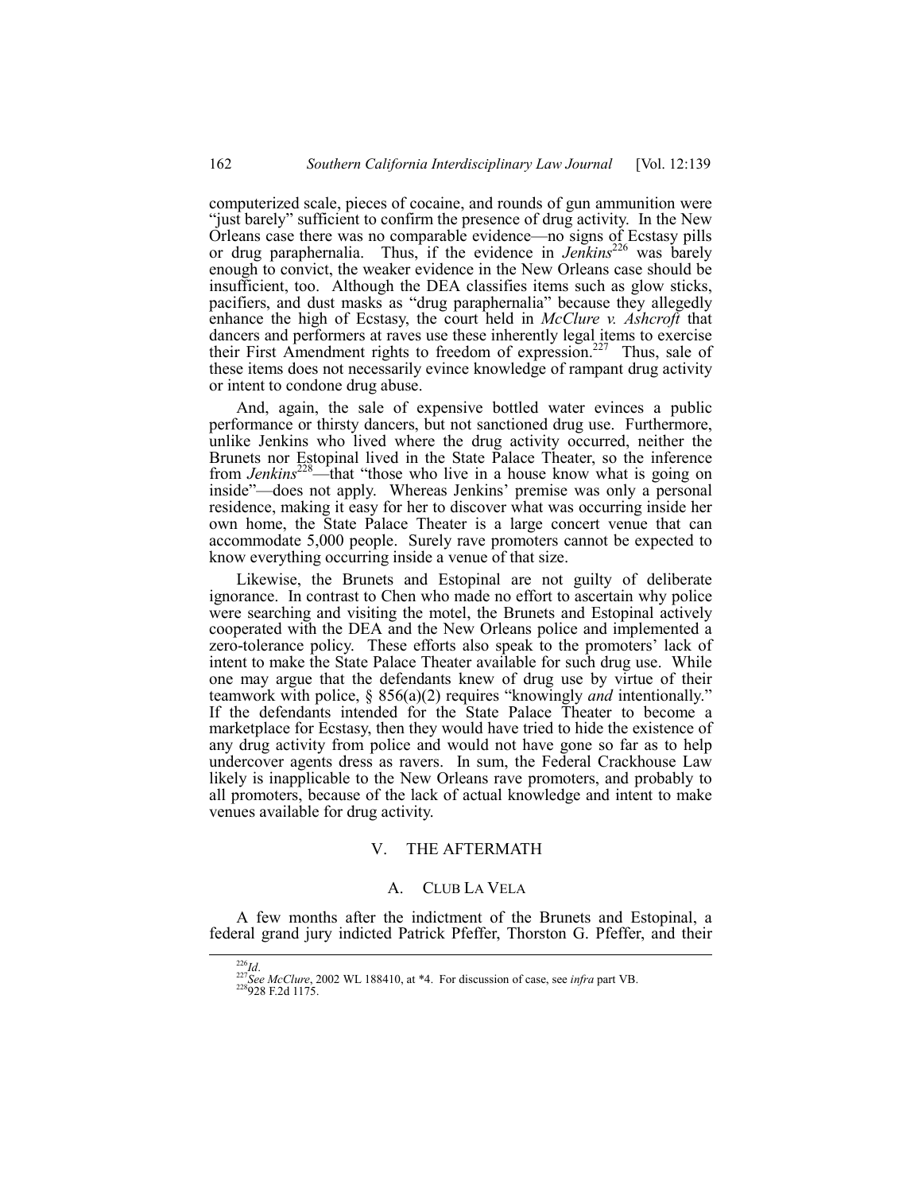computerized scale, pieces of cocaine, and rounds of gun ammunition were "just barely" sufficient to confirm the presence of drug activity. In the New Orleans case there was no comparable evidence—no signs of Ecstasy pills or drug paraphernalia. Thus, if the evidence in *Jenkins*[226] was barely enough to convict, the weaker evidence in the New Orleans case should be insufficient, too. Although the DEA classifies items such as glow sticks, pacifiers, and dust masks as "drug paraphernalia" because they allegedly enhance the high of Ecstasy, the court held in *McClure v. Ashcroft* that dancers and performers at raves use these inherently legal items to exercise their First Amendment rights to freedom of expression.[227] Thus, sale of these items does not necessarily evince knowledge of rampant drug activity or intent to condone drug abuse.

And, again, the sale of expensive bottled water evinces a public performance or thirsty dancers, but not sanctioned drug use. Furthermore, unlike Jenkins who lived where the drug activity occurred, neither the Brunets nor Estopinal lived in the State Palace Theater, so the inference from *Jenkins*[228]—that "those who live in a house know what is going on inside"—does not apply. Whereas Jenkins' premise was only a personal residence, making it easy for her to discover what was occurring inside her own home, the State Palace Theater is a large concert venue that can accommodate 5,000 people. Surely rave promoters cannot be expected to know everything occurring inside a venue of that size.

Likewise, the Brunets and Estopinal are not guilty of deliberate ignorance. In contrast to Chen who made no effort to ascertain why police were searching and visiting the motel, the Brunets and Estopinal actively cooperated with the DEA and the New Orleans police and implemented a zero-tolerance policy. These efforts also speak to the promoters' lack of intent to make the State Palace Theater available for such drug use. While one may argue that the defendants knew of drug use by virtue of their teamwork with police, § 856(a)(2) requires "knowingly *and* intentionally." If the defendants intended for the State Palace Theater to become a marketplace for Ecstasy, then they would have tried to hide the existence of any drug activity from police and would not have gone so far as to help undercover agents dress as ravers. In sum, the Federal Crackhouse Law likely is inapplicable to the New Orleans rave promoters, and probably to all promoters, because of the lack of actual knowledge and intent to make venues available for drug activity.

## V. THE AFTERMATH

### A. CLUB LA VELA

A few months after the indictment of the Brunets and Estopinal, a federal grand jury indicted Patrick Pfeffer, Thorston G. Pfeffer, and their

---

[226] *Id*.

[227] *See McClure*, 2002 WL 188410, at *4. For discussion of case, see *infra* part VB.

[228] 928 F.2d 1175.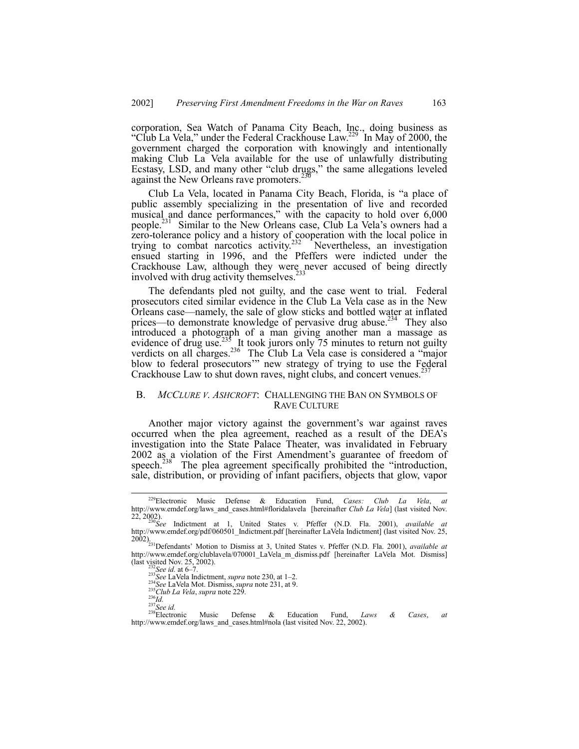corporation, Sea Watch of Panama City Beach, Inc., doing business as "Club La Vela," under the Federal Crackhouse Law.[229] In May of 2000, the government charged the corporation with knowingly and intentionally making Club La Vela available for the use of unlawfully distributing Ecstasy, LSD, and many other "club drugs," the same allegations leveled against the New Orleans rave promoters.[230]

Club La Vela, located in Panama City Beach, Florida, is "a place of public assembly specializing in the presentation of live and recorded musical and dance performances," with the capacity to hold over 6,000 people.[231] Similar to the New Orleans case, Club La Vela's owners had a zero-tolerance policy and a history of cooperation with the local police in trying to combat narcotics activity.[232] Nevertheless, an investigation ensued starting in 1996, and the Pfeffers were indicted under the Crackhouse Law, although they were never accused of being directly involved with drug activity themselves.[233]

The defendants pled not guilty, and the case went to trial. Federal prosecutors cited similar evidence in the Club La Vela case as in the New Orleans case—namely, the sale of glow sticks and bottled water at inflated prices—to demonstrate knowledge of pervasive drug abuse.[234] They also introduced a photograph of a man giving another man a massage as evidence of drug use.[235] It took jurors only 75 minutes to return not guilty verdicts on all charges.[236] The Club La Vela case is considered a "major blow to federal prosecutors'" new strategy of trying to use the Federal Crackhouse Law to shut down raves, night clubs, and concert venues.[237]

## B. *McClure v. Ashcroft*: Challenging the Ban on Symbols of Rave Culture

Another major victory against the government's war against raves occurred when the plea agreement, reached as a result of the DEA's investigation into the State Palace Theater, was invalidated in February 2002 as a violation of the First Amendment's guarantee of freedom of speech.[238] The plea agreement specifically prohibited the "introduction, sale, distribution, or providing of infant pacifiers, objects that glow, vapor

---

[229] Electronic Music Defense & Education Fund, *Cases: Club La Vela*, *at* http://www.emdef.org/laws_and_cases.html#floridalavela [hereinafter *Club La Vela*] (last visited Nov. 22, 2002).

[230] *See* Indictment at 1, United States v. Pfeffer (N.D. Fla. 2001), *available at* http://www.emdef.org/pdf/060501_Indictment.pdf [hereinafter LaVela Indictment] (last visited Nov. 25, 2002).

[231] Defendants' Motion to Dismiss at 3, United States v. Pfeffer (N.D. Fla. 2001), *available at* http://www.emdef.org/clublavela/070001_LaVela_m_dismiss.pdf [hereinafter LaVela Mot. Dismiss] (last visited Nov. 25, 2002).

[232] *See id.* at 6–7.

[233] *See* LaVela Indictment, *supra* note 230, at 1–2.

[234] *See* LaVela Mot. Dismiss, *supra* note 231, at 9.

[235] *Club La Vela*, *supra* note 229.

[236] *Id.*

[237] *See id.*

[238] Electronic Music Defense & Education Fund, *Laws & Cases*, *at* http://www.emdef.org/laws_and_cases.html#nola (last visited Nov. 22, 2002).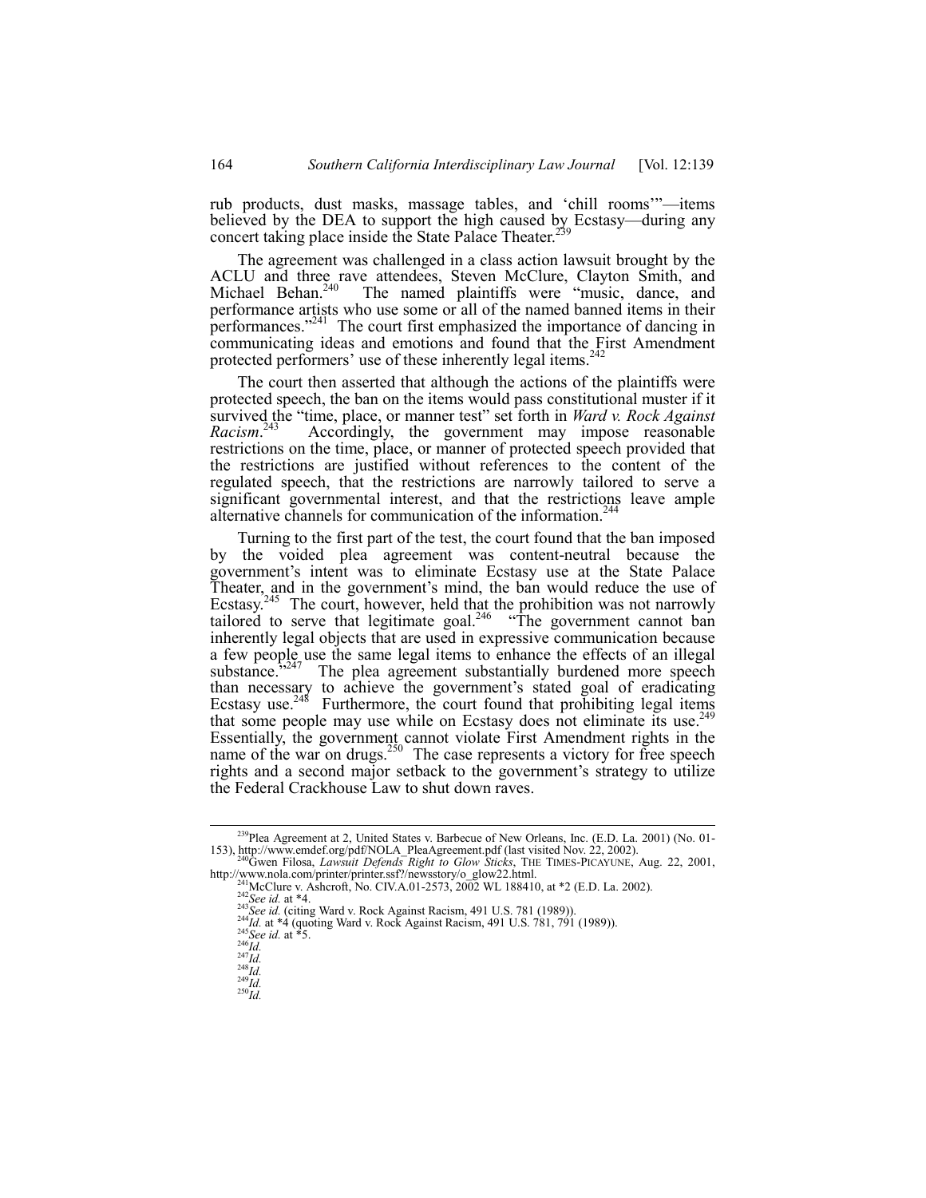rub products, dust masks, massage tables, and 'chill rooms'"—items believed by the DEA to support the high caused by Ecstasy—during any concert taking place inside the State Palace Theater.[239]

The agreement was challenged in a class action lawsuit brought by the ACLU and three rave attendees, Steven McClure, Clayton Smith, and Michael Behan.[240] The named plaintiffs were "music, dance, and performance artists who use some or all of the named banned items in their performances."[241] The court first emphasized the importance of dancing in communicating ideas and emotions and found that the First Amendment protected performers' use of these inherently legal items.[242]

The court then asserted that although the actions of the plaintiffs were protected speech, the ban on the items would pass constitutional muster if it survived the "time, place, or manner test" set forth in *Ward v. Rock Against Racism*.[243] Accordingly, the government may impose reasonable restrictions on the time, place, or manner of protected speech provided that the restrictions are justified without references to the content of the regulated speech, that the restrictions are narrowly tailored to serve a significant governmental interest, and that the restrictions leave ample alternative channels for communication of the information.[244]

Turning to the first part of the test, the court found that the ban imposed by the voided plea agreement was content-neutral because the government's intent was to eliminate Ecstasy use at the State Palace Theater, and in the government's mind, the ban would reduce the use of Ecstasy.[245] The court, however, held that the prohibition was not narrowly tailored to serve that legitimate goal.[246] "The government cannot ban inherently legal objects that are used in expressive communication because a few people use the same legal items to enhance the effects of an illegal substance."[247] The plea agreement substantially burdened more speech than necessary to achieve the government's stated goal of eradicating Ecstasy use.[248] Furthermore, the court found that prohibiting legal items that some people may use while on Ecstasy does not eliminate its use.[249] Essentially, the government cannot violate First Amendment rights in the name of the war on drugs.[250] The case represents a victory for free speech rights and a second major setback to the government's strategy to utilize the Federal Crackhouse Law to shut down raves.

---

[239] Plea Agreement at 2, United States v. Barbecue of New Orleans, Inc. (E.D. La. 2001) (No. 01-153), http://www.emdef.org/pdf/NOLA_PleaAgreement.pdf (last visited Nov. 22, 2002).

[240] Gwen Filosa, *Lawsuit Defends Right to Glow Sticks*, THE TIMES-PICAYUNE, Aug. 22, 2001, http://www.nola.com/printer/printer.ssf?/newsstory/o_glow22.html.

[241] McClure v. Ashcroft, No. CIV.A.01-2573, 2002 WL 188410, at *2 (E.D. La. 2002).

[242] *See id.* at *4.

[243] *See id.* (citing Ward v. Rock Against Racism, 491 U.S. 781 (1989)).

[244] *Id.* at *4 (quoting Ward v. Rock Against Racism, 491 U.S. 781, 791 (1989)).

[245] *See id.* at *5.

[246] *Id.*

[247] *Id.*

[248] *Id.*

[249] *Id.*

[250] *Id.*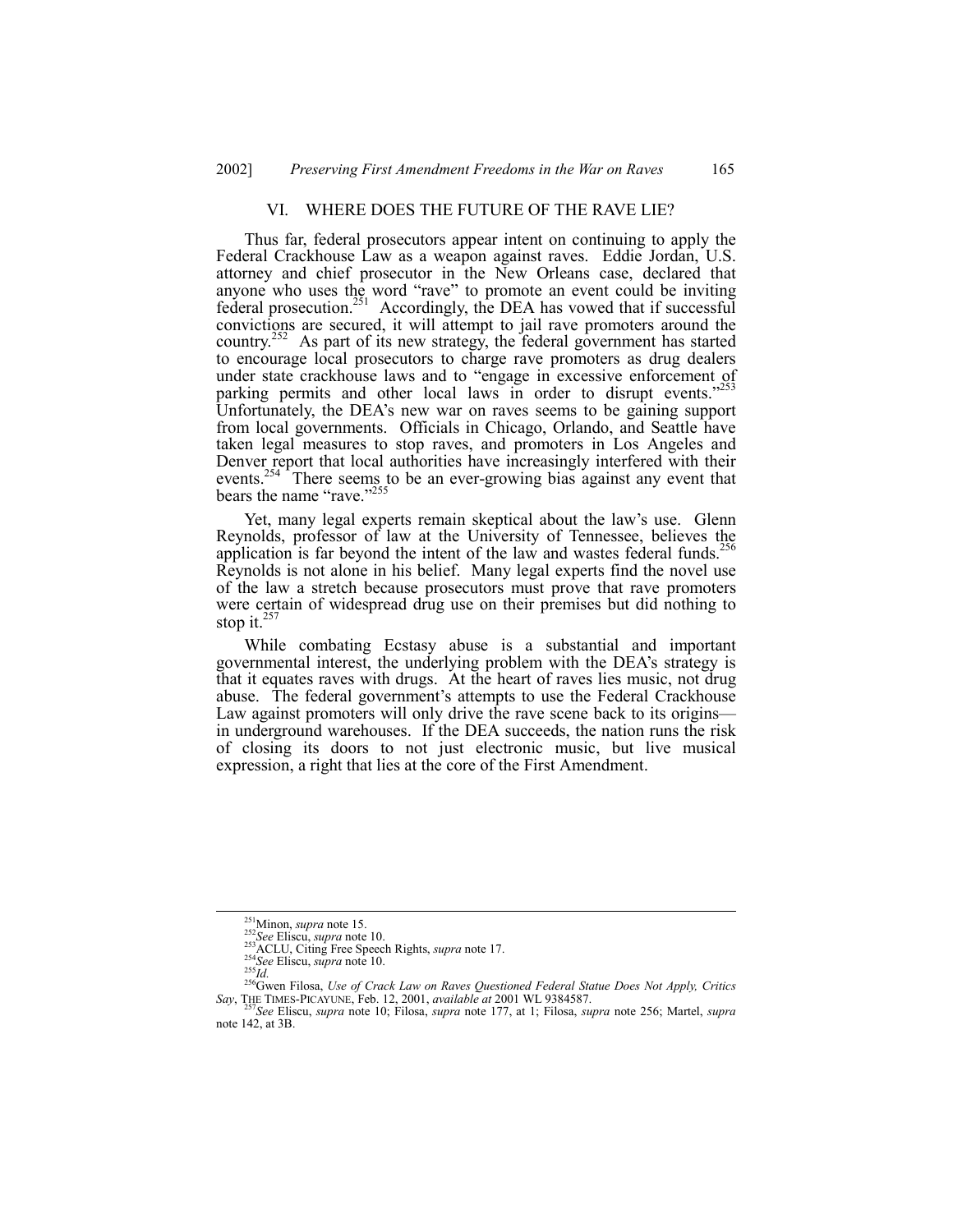## VI. WHERE DOES THE FUTURE OF THE RAVE LIE?

Thus far, federal prosecutors appear intent on continuing to apply the Federal Crackhouse Law as a weapon against raves. Eddie Jordan, U.S. attorney and chief prosecutor in the New Orleans case, declared that anyone who uses the word "rave" to promote an event could be inviting federal prosecution.[251] Accordingly, the DEA has vowed that if successful convictions are secured, it will attempt to jail rave promoters around the country.[252] As part of its new strategy, the federal government has started to encourage local prosecutors to charge rave promoters as drug dealers under state crackhouse laws and to "engage in excessive enforcement of parking permits and other local laws in order to disrupt events."[253] Unfortunately, the DEA's new war on raves seems to be gaining support from local governments. Officials in Chicago, Orlando, and Seattle have taken legal measures to stop raves, and promoters in Los Angeles and Denver report that local authorities have increasingly interfered with their events.[254] There seems to be an ever-growing bias against any event that bears the name "rave."[255]

Yet, many legal experts remain skeptical about the law's use. Glenn Reynolds, professor of law at the University of Tennessee, believes the application is far beyond the intent of the law and wastes federal funds.[256] Reynolds is not alone in his belief. Many legal experts find the novel use of the law a stretch because prosecutors must prove that rave promoters were certain of widespread drug use on their premises but did nothing to stop it.[257]

While combating Ecstasy abuse is a substantial and important governmental interest, the underlying problem with the DEA's strategy is that it equates raves with drugs. At the heart of raves lies music, not drug abuse. The federal government's attempts to use the Federal Crackhouse Law against promoters will only drive the rave scene back to its origins—in underground warehouses. If the DEA succeeds, the nation runs the risk of closing its doors to not just electronic music, but live musical expression, a right that lies at the core of the First Amendment.

---

[251] Minon, *supra* note 15.

[252] *See* Eliscu, *supra* note 10.

[253] ACLU, Citing Free Speech Rights, *supra* note 17.

[254] *See* Eliscu, *supra* note 10.

[255] *Id.*

[256] Gwen Filosa, *Use of Crack Law on Raves Questioned Federal Statue Does Not Apply, Critics Say*, THE TIMES-PICAYUNE, Feb. 12, 2001, *available at* 2001 WL 9384587.

[257] *See* Eliscu, *supra* note 10; Filosa, *supra* note 177, at 1; Filosa, *supra* note 256; Martel, *supra* note 142, at 3B.